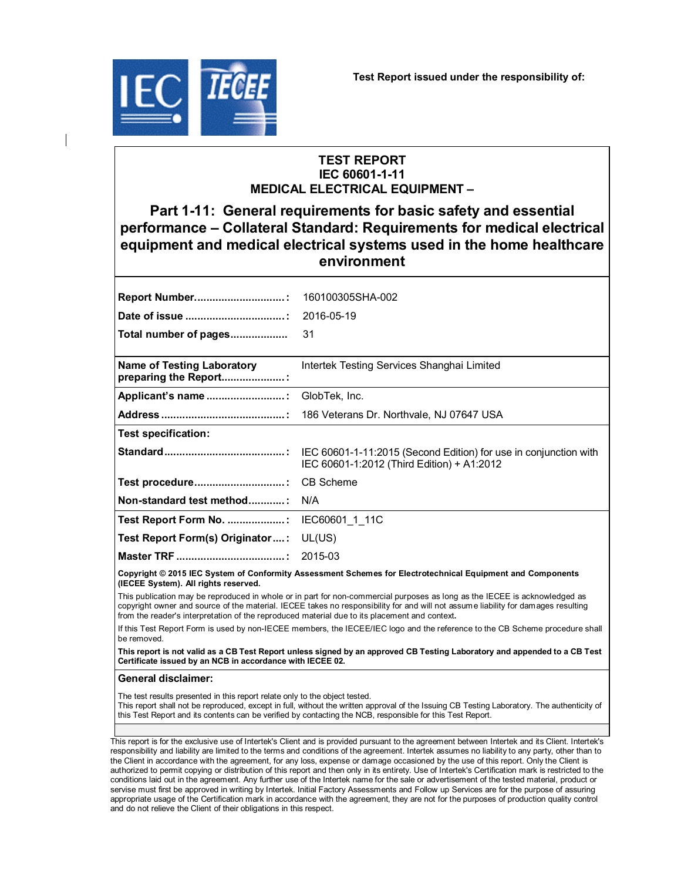Test Report issued under the responsibility of:

# TEST REPORT
# IEC 60601-1-11
# MEDICAL ELECTRICAL EQUIPMENT –

## Part 1-11: General requirements for basic safety and essential performance – Collateral Standard: Requirements for medical electrical equipment and medical electrical systems used in the home healthcare environment

| | |
|---|---|
| **Report Number..............................:** | 160100305SHA-002 |
| **Date of issue .................................:** | 2016-05-19 |
| **Total number of pages...................** | 31 |
| **Name of Testing Laboratory preparing the Report.....................:** | Intertek Testing Services Shanghai Limited |
| **Applicant's name ..........................:** | GlobTek, Inc. |
| **Address .........................................:** | 186 Veterans Dr. Northvale, NJ 07647 USA |
| **Test specification:** | |
| **Standard ........................................:** | IEC 60601-1-11:2015 (Second Edition) for use in conjunction with IEC 60601-1:2012 (Third Edition) + A1:2012 |
| **Test procedure..............................:** | CB Scheme |
| **Non-standard test method............:** | N/A |
| **Test Report Form No. ...................:** | IEC60601_1_11C |
| **Test Report Form(s) Originator....:** | UL(US) |
| **Master TRF ....................................:** | 2015-03 |

**Copyright © 2015 IEC System of Conformity Assessment Schemes for Electrotechnical Equipment and Components (IECEE System). All rights reserved.**

This publication may be reproduced in whole or in part for non-commercial purposes as long as the IECEE is acknowledged as copyright owner and source of the material. IECEE takes no responsibility for and will not assume liability for damages resulting from the reader's interpretation of the reproduced material due to its placement and context.

If this Test Report Form is used by non-IECEE members, the IECEE/IEC logo and the reference to the CB Scheme procedure shall be removed.

**This report is not valid as a CB Test Report unless signed by an approved CB Testing Laboratory and appended to a CB Test Certificate issued by an NCB in accordance with IECEE 02.**

**General disclaimer:**

The test results presented in this report relate only to the object tested.
This report shall not be reproduced, except in full, without the written approval of the Issuing CB Testing Laboratory. The authenticity of this Test Report and its contents can be verified by contacting the NCB, responsible for this Test Report.

This report is for the exclusive use of Intertek's Client and is provided pursuant to the agreement between Intertek and its Client. Intertek's responsibility and liability are limited to the terms and conditions of the agreement. Intertek assumes no liability to any party, other than to the Client in accordance with the agreement, for any loss, expense or damage occasioned by the use of this report. Only the Client is authorized to permit copying or distribution of this report and then only in its entirety. Use of Intertek's Certification mark is restricted to the conditions laid out in the agreement. Any further use of the Intertek name for the sale or advertisement of the tested material, product or servise must first be approved in writing by Intertek. Initial Factory Assessments and Follow up Services are for the purpose of assuring appropriate usage of the Certification mark in accordance with the agreement, they are not for the purposes of production quality control and do not relieve the Client of their obligations in this respect.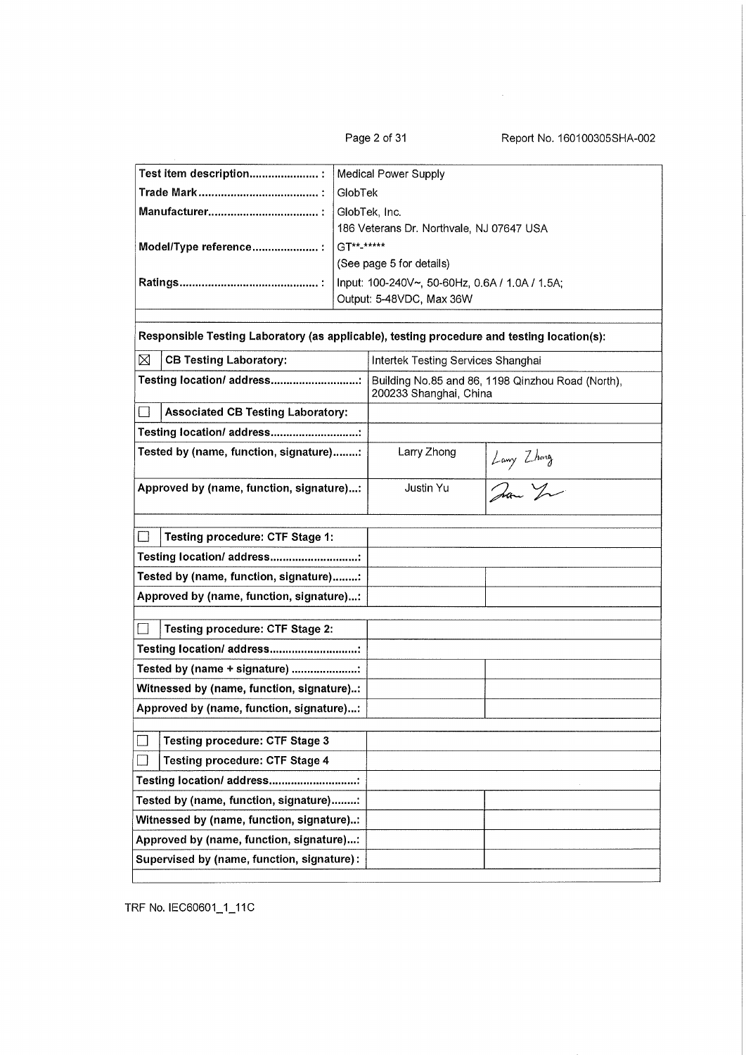| | |
|---|---|
| **Test item description......................:** | Medical Power Supply |
| **Trade Mark.......................................:** | GlobTek |
| **Manufacturer...................................:** | GlobTek, Inc.<br>186 Veterans Dr. Northvale, NJ 07647 USA |
| **Model/Type reference.....................:** | GT**-*****<br>(See page 5 for details) |
| **Ratings...........................................:** | Input: 100-240V~, 50-60Hz, 0.6A / 1.0A / 1.5A;<br>Output: 5-48VDC, Max 36W |

**Responsible Testing Laboratory (as applicable), testing procedure and testing location(s):**

| | | |
|---|---|---|
| ☒ **CB Testing Laboratory:** | Intertek Testing Services Shanghai | |
| **Testing location/ address............................:** | Building No.85 and 86, 1198 Qinzhou Road (North), 200233 Shanghai, China | |
| ☐ **Associated CB Testing Laboratory:** | | |
| **Testing location/ address............................:** | | |
| **Tested by (name, function, signature)........:** | Larry Zhong | Larry Zhong |
| **Approved by (name, function, signature)...:** | Justin Yu | (signature) |

| | | |
|---|---|---|
| ☐ **Testing procedure: CTF Stage 1:** | | |
| **Testing location/ address............................:** | | |
| **Tested by (name, function, signature)........:** | | |
| **Approved by (name, function, signature)...:** | | |

| | | |
|---|---|---|
| ☐ **Testing procedure: CTF Stage 2:** | | |
| **Testing location/ address............................:** | | |
| **Tested by (name + signature) .....................:** | | |
| **Witnessed by (name, function, signature)..:** | | |
| **Approved by (name, function, signature)...:** | | |

| | | |
|---|---|---|
| ☐ **Testing procedure: CTF Stage 3** | | |
| ☐ **Testing procedure: CTF Stage 4** | | |
| **Testing location/ address............................:** | | |
| **Tested by (name, function, signature)........:** | | |
| **Witnessed by (name, function, signature)..:** | | |
| **Approved by (name, function, signature)...:** | | |
| **Supervised by (name, function, signature):** | | |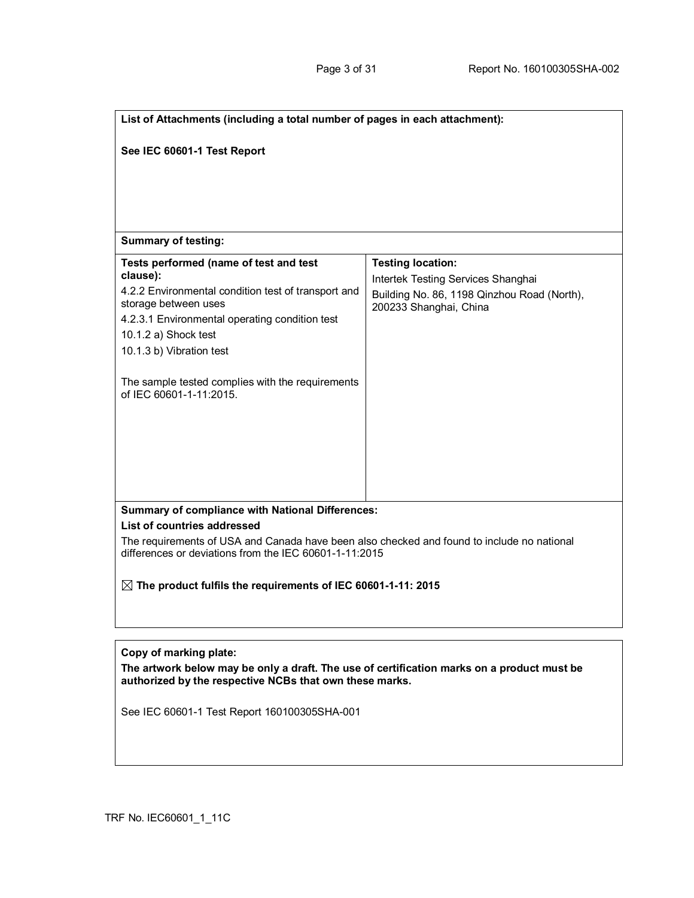**List of Attachments (including a total number of pages in each attachment):**

**See IEC 60601-1 Test Report**

**Summary of testing:**

| **Tests performed (name of test and test clause):** | **Testing location:** |
|---|---|
| 4.2.2 Environmental condition test of transport and storage between uses<br>4.2.3.1 Environmental operating condition test<br>10.1.2 a) Shock test<br>10.1.3 b) Vibration test<br><br>The sample tested complies with the requirements of IEC 60601-1-11:2015. | Intertek Testing Services Shanghai<br>Building No. 86, 1198 Qinzhou Road (North), 200233 Shanghai, China |

**Summary of compliance with National Differences:**

**List of countries addressed**

The requirements of USA and Canada have been also checked and found to include no national differences or deviations from the IEC 60601-1-11:2015

☒ **The product fulfils the requirements of IEC 60601-1-11: 2015**

**Copy of marking plate:**

**The artwork below may be only a draft. The use of certification marks on a product must be authorized by the respective NCBs that own these marks.**

See IEC 60601-1 Test Report 160100305SHA-001

TRF No. IEC60601_1_11C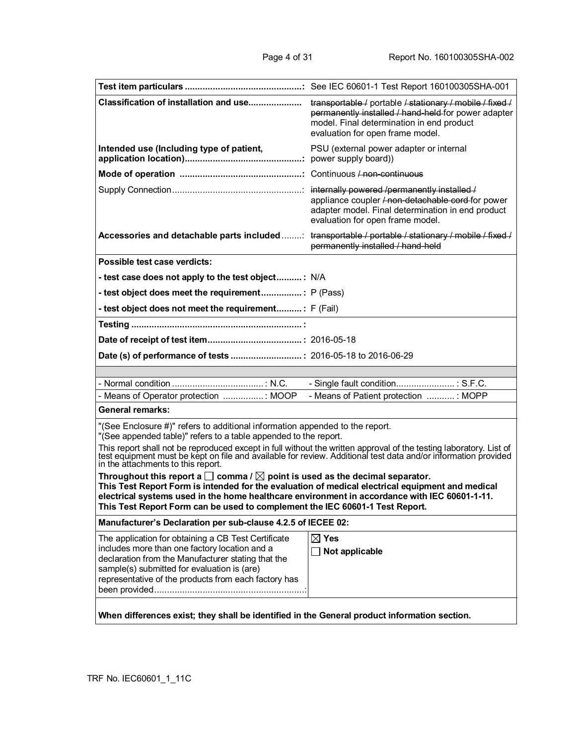| | |
|---|---|
| **Test item particulars ..............................................:** | See IEC 60601-1 Test Report 160100305SHA-001 |
| **Classification of installation and use.....................** | ~~transportable /~~ portable ~~/ stationary / mobile / fixed / permanently installed / hand-held~~ for power adapter model. Final determination in end product evaluation for open frame model. |
| **Intended use (Including type of patient, application location)..............................................:** | PSU (external power adapter or internal power supply board)) |
| **Mode of operation ...............................................:** | Continuous ~~/ non-continuous~~ |
| Supply Connection...................................................: | ~~internally powered /permanently installed /~~ appliance coupler ~~/ non-detachable cord~~ for power adapter model. Final determination in end product evaluation for open frame model. |
| **Accessories and detachable parts included**........: | ~~transportable / portable / stationary / mobile / fixed / permanently installed / hand-held~~ |
| **Possible test case verdicts:** | |
| **- test case does not apply to the test object.......... :** | N/A |
| **- test object does meet the requirement................ :** | P (Pass) |
| **- test object does not meet the requirement.......... :** | F (Fail) |
| **Testing .................................................................. :** | |
| **Date of receipt of test item.................................... :** | 2016-05-18 |
| **Date (s) of performance of tests ........................... :** | 2016-05-18 to 2016-06-29 |
| | |
| - Normal condition .................................... : N.C. | - Single fault condition....................... : S.F.C. |
| - Means of Operator protection ................ : MOOP | - Means of Patient protection ........... : MOPP |

**General remarks:**

"(See Enclosure #)" refers to additional information appended to the report.
"(See appended table)" refers to a table appended to the report.

This report shall not be reproduced except in full without the written approval of the testing laboratory. List of test equipment must be kept on file and available for review. Additional test data and/or information provided in the attachments to this report.

**Throughout this report a ☐ comma / ☒ point is used as the decimal separator.**
**This Test Report Form is intended for the evaluation of medical electrical equipment and medical electrical systems used in the home healthcare environment in accordance with IEC 60601-1-11.**
**This Test Report Form can be used to complement the IEC 60601-1 Test Report.**

**Manufacturer's Declaration per sub-clause 4.2.5 of IECEE 02:**

| | |
|---|---|
| The application for obtaining a CB Test Certificate includes more than one factory location and a declaration from the Manufacturer stating that the sample(s) submitted for evaluation is (are) representative of the products from each factory has been provided...........................................................: | ☒ **Yes**<br>☐ **Not applicable** |

**When differences exist; they shall be identified in the General product information section.**

TRF No. IEC60601_1_11C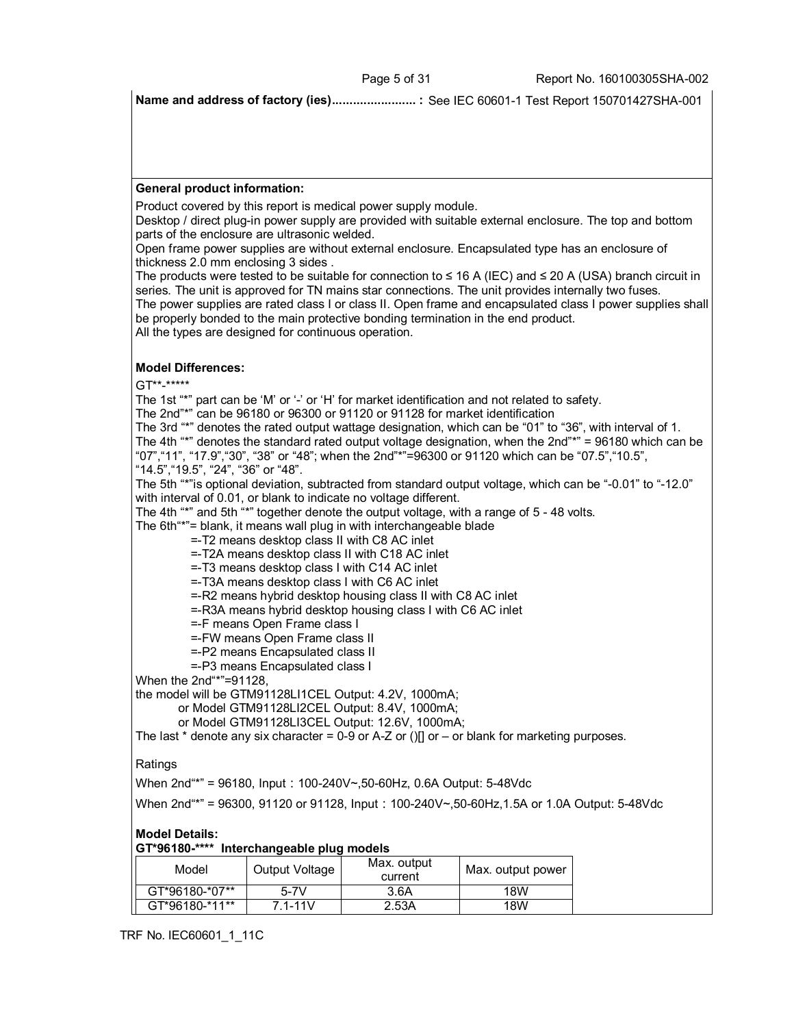**Name and address of factory (ies)........................ :** See IEC 60601-1 Test Report 150701427SHA-001

**General product information:**

Product covered by this report is medical power supply module.
Desktop / direct plug-in power supply are provided with suitable external enclosure. The top and bottom parts of the enclosure are ultrasonic welded.
Open frame power supplies are without external enclosure. Encapsulated type has an enclosure of thickness 2.0 mm enclosing 3 sides .
The products were tested to be suitable for connection to ≤ 16 A (IEC) and ≤ 20 A (USA) branch circuit in series. The unit is approved for TN mains star connections. The unit provides internally two fuses.
The power supplies are rated class I or class II. Open frame and encapsulated class I power supplies shall be properly bonded to the main protective bonding termination in the end product.
All the types are designed for continuous operation.

**Model Differences:**

GT**-*****
The 1st "*" part can be 'M' or '-' or 'H' for market identification and not related to safety.
The 2nd"*" can be 96180 or 96300 or 91120 or 91128 for market identification
The 3rd "*" denotes the rated output wattage designation, which can be "01" to "36", with interval of 1.
The 4th "*" denotes the standard rated output voltage designation, when the 2nd"*" = 96180 which can be "07","11", "17.9","30", "38" or "48"; when the 2nd"*"=96300 or 91120 which can be "07.5","10.5", "14.5","19.5", "24", "36" or "48".
The 5th "*"is optional deviation, subtracted from standard output voltage, which can be "-0.01" to "-12.0" with interval of 0.01, or blank to indicate no voltage different.
The 4th "*" and 5th "*" together denote the output voltage, with a range of 5 - 48 volts.
The 6th"*"= blank, it means wall plug in with interchangeable blade

=-T2 means desktop class II with C8 AC inlet
=-T2A means desktop class II with C18 AC inlet
=-T3 means desktop class I with C14 AC inlet
=-T3A means desktop class I with C6 AC inlet
=-R2 means hybrid desktop housing class II with C8 AC inlet
=-R3A means hybrid desktop housing class I with C6 AC inlet
=-F means Open Frame class I
=-FW means Open Frame class II
=-P2 means Encapsulated class II
=-P3 means Encapsulated class I

When the 2nd"*"=91128,
the model will be GTM91128LI1CEL Output: 4.2V, 1000mA;
or Model GTM91128LI2CEL Output: 8.4V, 1000mA;
or Model GTM91128LI3CEL Output: 12.6V, 1000mA;
The last * denote any six character = 0-9 or A-Z or ()[] or – or blank for marketing purposes.

Ratings

When 2nd"*" = 96180, Input：100-240V~,50-60Hz, 0.6A Output: 5-48Vdc

When 2nd"*" = 96300, 91120 or 91128, Input：100-240V~,50-60Hz,1.5A or 1.0A Output: 5-48Vdc

**Model Details:**

**GT*96180-**** Interchangeable plug models**

| Model | Output Voltage | Max. output current | Max. output power |
|---|---|---|---|
| GT*96180-*07** | 5-7V | 3.6A | 18W |
| GT*96180-*11** | 7.1-11V | 2.53A | 18W |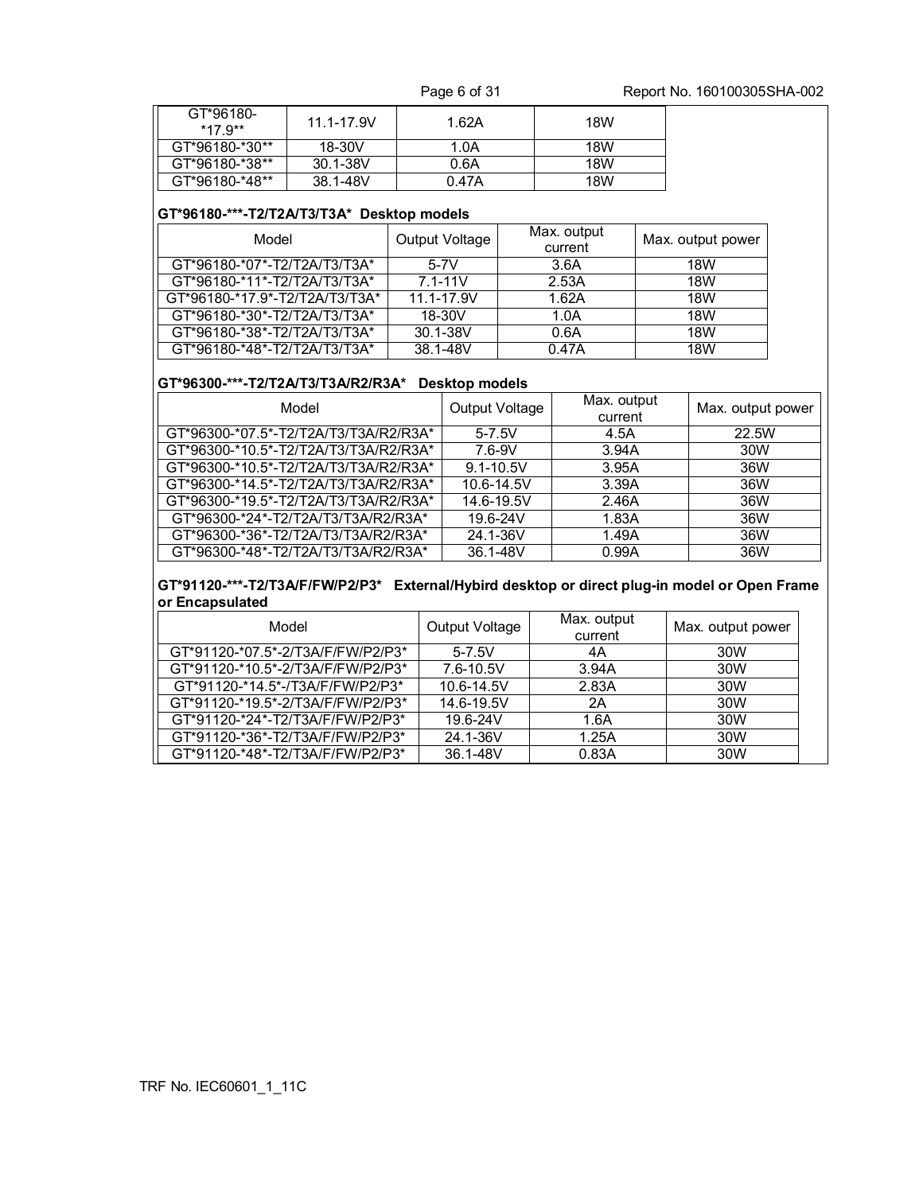| GT*96180-*17.9** | 11.1-17.9V | 1.62A | 18W |
|---|---|---|---|
| GT*96180-*30** | 18-30V | 1.0A | 18W |
| GT*96180-*38** | 30.1-38V | 0.6A | 18W |
| GT*96180-*48** | 38.1-48V | 0.47A | 18W |

**GT*96180-***-T2/T2A/T3/T3A* Desktop models**

| Model | Output Voltage | Max. output current | Max. output power |
|---|---|---|---|
| GT*96180-*07*-T2/T2A/T3/T3A* | 5-7V | 3.6A | 18W |
| GT*96180-*11*-T2/T2A/T3/T3A* | 7.1-11V | 2.53A | 18W |
| GT*96180-*17.9*-T2/T2A/T3/T3A* | 11.1-17.9V | 1.62A | 18W |
| GT*96180-*30*-T2/T2A/T3/T3A* | 18-30V | 1.0A | 18W |
| GT*96180-*38*-T2/T2A/T3/T3A* | 30.1-38V | 0.6A | 18W |
| GT*96180-*48*-T2/T2A/T3/T3A* | 38.1-48V | 0.47A | 18W |

**GT*96300-***-T2/T2A/T3/T3A/R2/R3A* Desktop models**

| Model | Output Voltage | Max. output current | Max. output power |
|---|---|---|---|
| GT*96300-*07.5*-T2/T2A/T3/T3A/R2/R3A* | 5-7.5V | 4.5A | 22.5W |
| GT*96300-*10.5*-T2/T2A/T3/T3A/R2/R3A* | 7.6-9V | 3.94A | 30W |
| GT*96300-*10.5*-T2/T2A/T3/T3A/R2/R3A* | 9.1-10.5V | 3.95A | 36W |
| GT*96300-*14.5*-T2/T2A/T3/T3A/R2/R3A* | 10.6-14.5V | 3.39A | 36W |
| GT*96300-*19.5*-T2/T2A/T3/T3A/R2/R3A* | 14.6-19.5V | 2.46A | 36W |
| GT*96300-*24*-T2/T2A/T3/T3A/R2/R3A* | 19.6-24V | 1.83A | 36W |
| GT*96300-*36*-T2/T2A/T3/T3A/R2/R3A* | 24.1-36V | 1.49A | 36W |
| GT*96300-*48*-T2/T2A/T3/T3A/R2/R3A* | 36.1-48V | 0.99A | 36W |

**GT*91120-***-T2/T3A/F/FW/P2/P3* External/Hybird desktop or direct plug-in model or Open Frame or Encapsulated**

| Model | Output Voltage | Max. output current | Max. output power |
|---|---|---|---|
| GT*91120-*07.5*-2/T3A/F/FW/P2/P3* | 5-7.5V | 4A | 30W |
| GT*91120-*10.5*-2/T3A/F/FW/P2/P3* | 7.6-10.5V | 3.94A | 30W |
| GT*91120-*14.5*-/T3A/F/FW/P2/P3* | 10.6-14.5V | 2.83A | 30W |
| GT*91120-*19.5*-2/T3A/F/FW/P2/P3* | 14.6-19.5V | 2A | 30W |
| GT*91120-*24*-T2/T3A/F/FW/P2/P3* | 19.6-24V | 1.6A | 30W |
| GT*91120-*36*-T2/T3A/F/FW/P2/P3* | 24.1-36V | 1.25A | 30W |
| GT*91120-*48*-T2/T3A/F/FW/P2/P3* | 36.1-48V | 0.83A | 30W |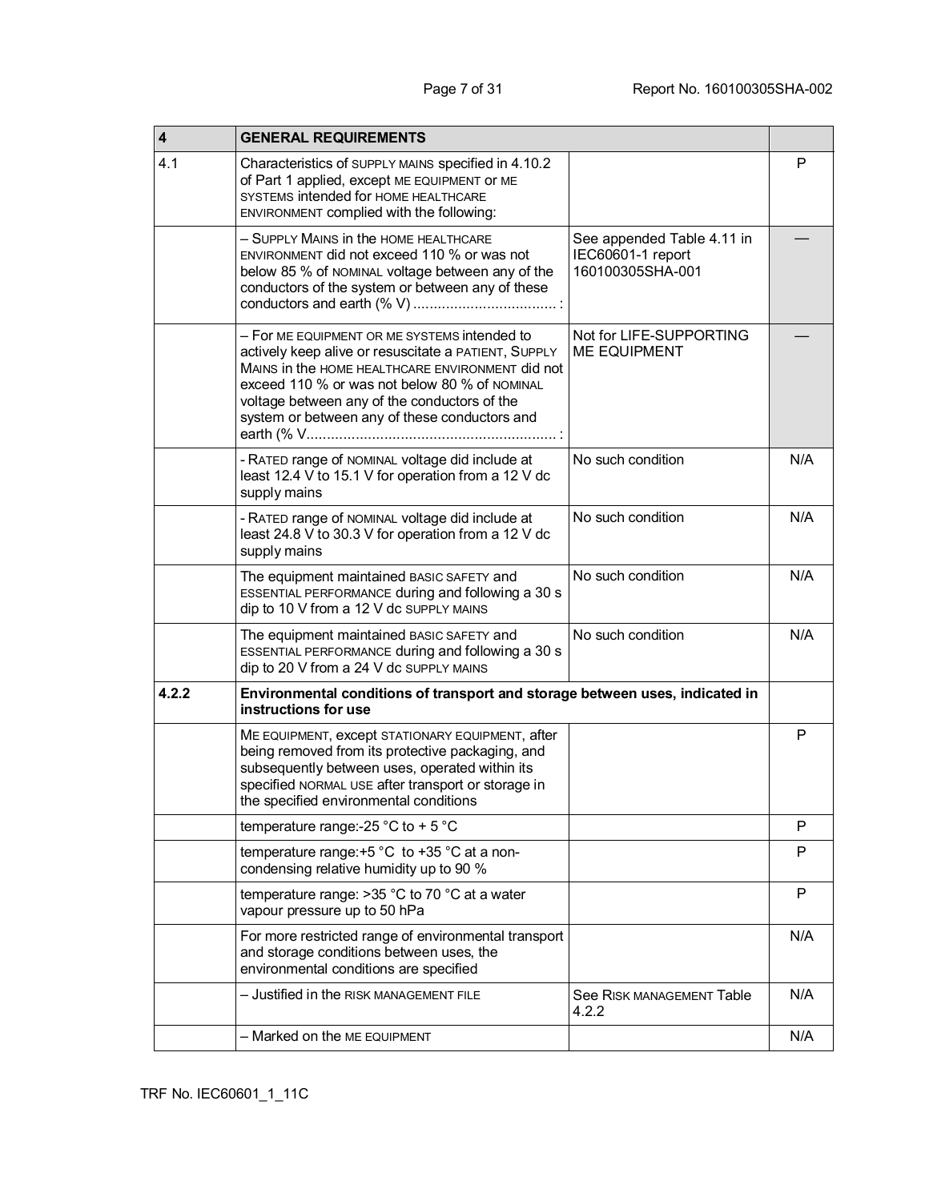| 4 | GENERAL REQUIREMENTS | | |
|---|---|---|---|
| 4.1 | Characteristics of SUPPLY MAINS specified in 4.10.2 of Part 1 applied, except ME EQUIPMENT or ME SYSTEMS intended for HOME HEALTHCARE ENVIRONMENT complied with the following: | | P |
| | – SUPPLY MAINS in the HOME HEALTHCARE ENVIRONMENT did not exceed 110 % or was not below 85 % of NOMINAL voltage between any of the conductors of the system or between any of these conductors and earth (% V) ................................... : | See appended Table 4.11 in IEC60601-1 report 160100305SHA-001 | — |
| | – For ME EQUIPMENT OR ME SYSTEMS intended to actively keep alive or resuscitate a PATIENT, SUPPLY MAINS in the HOME HEALTHCARE ENVIRONMENT did not exceed 110 % or was not below 80 % of NOMINAL voltage between any of the conductors of the system or between any of these conductors and earth (% V............................................................. : | Not for LIFE-SUPPORTING ME EQUIPMENT | — |
| | - RATED range of NOMINAL voltage did include at least 12.4 V to 15.1 V for operation from a 12 V dc supply mains | No such condition | N/A |
| | - RATED range of NOMINAL voltage did include at least 24.8 V to 30.3 V for operation from a 12 V dc supply mains | No such condition | N/A |
| | The equipment maintained BASIC SAFETY and ESSENTIAL PERFORMANCE during and following a 30 s dip to 10 V from a 12 V dc SUPPLY MAINS | No such condition | N/A |
| | The equipment maintained BASIC SAFETY and ESSENTIAL PERFORMANCE during and following a 30 s dip to 20 V from a 24 V dc SUPPLY MAINS | No such condition | N/A |
| 4.2.2 | **Environmental conditions of transport and storage between uses, indicated in instructions for use** | | |
| | ME EQUIPMENT, except STATIONARY EQUIPMENT, after being removed from its protective packaging, and subsequently between uses, operated within its specified NORMAL USE after transport or storage in the specified environmental conditions | | P |
| | temperature range:-25 °C to + 5 °C | | P |
| | temperature range:+5 °C to +35 °C at a non-condensing relative humidity up to 90 % | | P |
| | temperature range: >35 °C to 70 °C at a water vapour pressure up to 50 hPa | | P |
| | For more restricted range of environmental transport and storage conditions between uses, the environmental conditions are specified | | N/A |
| | – Justified in the RISK MANAGEMENT FILE | See RISK MANAGEMENT Table 4.2.2 | N/A |
| | – Marked on the ME EQUIPMENT | | N/A |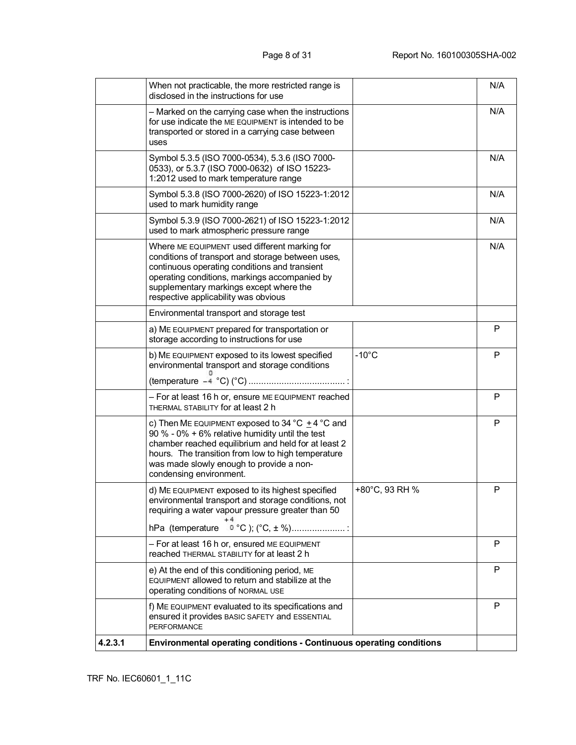| | | | |
|---|---|---|---|
| | When not practicable, the more restricted range is disclosed in the instructions for use | | N/A |
| | – Marked on the carrying case when the instructions for use indicate the ME EQUIPMENT is intended to be transported or stored in a carrying case between uses | | N/A |
| | Symbol 5.3.5 (ISO 7000-0534), 5.3.6 (ISO 7000-0533), or 5.3.7 (ISO 7000-0632) of ISO 15223-1:2012 used to mark temperature range | | N/A |
| | Symbol 5.3.8 (ISO 7000-2620) of ISO 15223-1:2012 used to mark humidity range | | N/A |
| | Symbol 5.3.9 (ISO 7000-2621) of ISO 15223-1:2012 used to mark atmospheric pressure range | | N/A |
| | Where ME EQUIPMENT used different marking for conditions of transport and storage between uses, continuous operating conditions and transient operating conditions, markings accompanied by supplementary markings except where the respective applicability was obvious | | N/A |
| | Environmental transport and storage test | | |
| | a) ME EQUIPMENT prepared for transportation or storage according to instructions for use | | P |
| | b) ME EQUIPMENT exposed to its lowest specified environmental transport and storage conditions (temperature $^{0}_{-4}$ °C) (°C) .....................................: | -10°C | P |
| | – For at least 16 h or, ensure ME EQUIPMENT reached THERMAL STABILITY for at least 2 h | | P |
| | c) Then ME EQUIPMENT exposed to 34 °C ± 4 °C and 90 % - 0% + 6% relative humidity until the test chamber reached equilibrium and held for at least 2 hours. The transition from low to high temperature was made slowly enough to provide a non-condensing environment. | | P |
| | d) ME EQUIPMENT exposed to its highest specified environmental transport and storage conditions, not requiring a water vapour pressure greater than 50 hPa (temperature $^{+4}_{0}$ °C ); (°C, ± %).....................: | +80°C, 93 RH % | P |
| | – For at least 16 h or, ensured ME EQUIPMENT reached THERMAL STABILITY for at least 2 h | | P |
| | e) At the end of this conditioning period, ME EQUIPMENT allowed to return and stabilize at the operating conditions of NORMAL USE | | P |
| | f) ME EQUIPMENT evaluated to its specifications and ensured it provides BASIC SAFETY and ESSENTIAL PERFORMANCE | | P |
| **4.2.3.1** | **Environmental operating conditions - Continuous operating conditions** | | |

TRF No. IEC60601_1_11C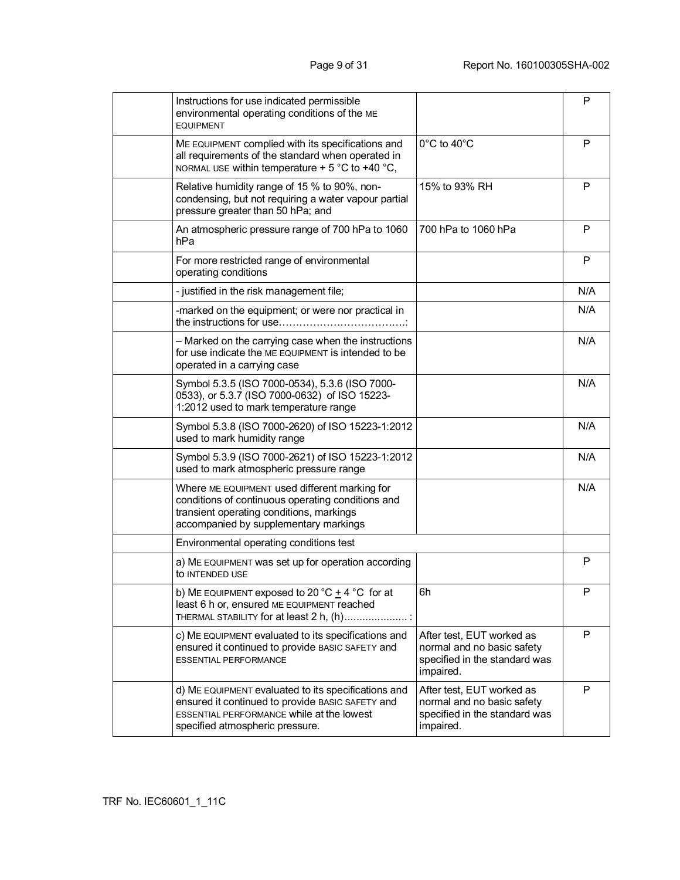| | | | |
|---|---|---|---|
| | Instructions for use indicated permissible environmental operating conditions of the ME EQUIPMENT | | P |
| | ME EQUIPMENT complied with its specifications and all requirements of the standard when operated in NORMAL USE within temperature + 5 °C to +40 °C, | 0°C to 40°C | P |
| | Relative humidity range of 15 % to 90%, non-condensing, but not requiring a water vapour partial pressure greater than 50 hPa; and | 15% to 93% RH | P |
| | An atmospheric pressure range of 700 hPa to 1060 hPa | 700 hPa to 1060 hPa | P |
| | For more restricted range of environmental operating conditions | | P |
| | - justified in the risk management file; | | N/A |
| | -marked on the equipment; or were nor practical in the instructions for use……………………………..: | | N/A |
| | – Marked on the carrying case when the instructions for use indicate the ME EQUIPMENT is intended to be operated in a carrying case | | N/A |
| | Symbol 5.3.5 (ISO 7000-0534), 5.3.6 (ISO 7000-0533), or 5.3.7 (ISO 7000-0632) of ISO 15223-1:2012 used to mark temperature range | | N/A |
| | Symbol 5.3.8 (ISO 7000-2620) of ISO 15223-1:2012 used to mark humidity range | | N/A |
| | Symbol 5.3.9 (ISO 7000-2621) of ISO 15223-1:2012 used to mark atmospheric pressure range | | N/A |
| | Where ME EQUIPMENT used different marking for conditions of continuous operating conditions and transient operating conditions, markings accompanied by supplementary markings | | N/A |
| | Environmental operating conditions test | | |
| | a) ME EQUIPMENT was set up for operation according to INTENDED USE | | P |
| | b) ME EQUIPMENT exposed to 20 °C ± 4 °C for at least 6 h or, ensured ME EQUIPMENT reached THERMAL STABILITY for at least 2 h, (h)..................... : | 6h | P |
| | c) ME EQUIPMENT evaluated to its specifications and ensured it continued to provide BASIC SAFETY and ESSENTIAL PERFORMANCE | After test, EUT worked as normal and no basic safety specified in the standard was impaired. | P |
| | d) ME EQUIPMENT evaluated to its specifications and ensured it continued to provide BASIC SAFETY and ESSENTIAL PERFORMANCE while at the lowest specified atmospheric pressure. | After test, EUT worked as normal and no basic safety specified in the standard was impaired. | P |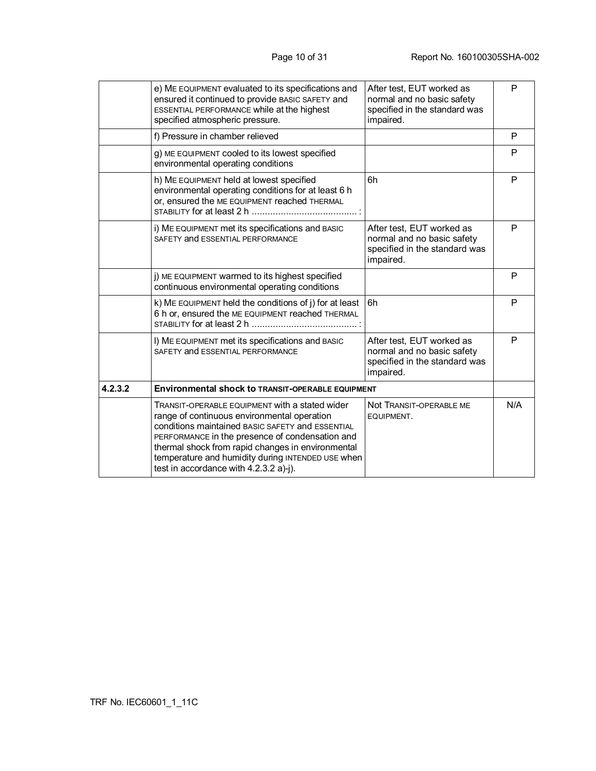| | | | |
|---|---|---|---|
| | e) ME EQUIPMENT evaluated to its specifications and ensured it continued to provide BASIC SAFETY and ESSENTIAL PERFORMANCE while at the highest specified atmospheric pressure. | After test, EUT worked as normal and no basic safety specified in the standard was impaired. | P |
| | f) Pressure in chamber relieved | | P |
| | g) ME EQUIPMENT cooled to its lowest specified environmental operating conditions | | P |
| | h) ME EQUIPMENT held at lowest specified environmental operating conditions for at least 6 h or, ensured the ME EQUIPMENT reached THERMAL STABILITY for at least 2 h ........................................ : | 6h | P |
| | i) ME EQUIPMENT met its specifications and BASIC SAFETY and ESSENTIAL PERFORMANCE | After test, EUT worked as normal and no basic safety specified in the standard was impaired. | P |
| | j) ME EQUIPMENT warmed to its highest specified continuous environmental operating conditions | | P |
| | k) ME EQUIPMENT held the conditions of j) for at least 6 h or, ensured the ME EQUIPMENT reached THERMAL STABILITY for at least 2 h ........................................ : | 6h | P |
| | l) ME EQUIPMENT met its specifications and BASIC SAFETY and ESSENTIAL PERFORMANCE | After test, EUT worked as normal and no basic safety specified in the standard was impaired. | P |
| **4.2.3.2** | **Environmental shock to TRANSIT-OPERABLE EQUIPMENT** | | |
| | TRANSIT-OPERABLE EQUIPMENT with a stated wider range of continuous environmental operation conditions maintained BASIC SAFETY and ESSENTIAL PERFORMANCE in the presence of condensation and thermal shock from rapid changes in environmental temperature and humidity during INTENDED USE when test in accordance with 4.2.3.2 a)-j). | Not TRANSIT-OPERABLE ME EQUIPMENT. | N/A |

TRF No. IEC60601_1_11C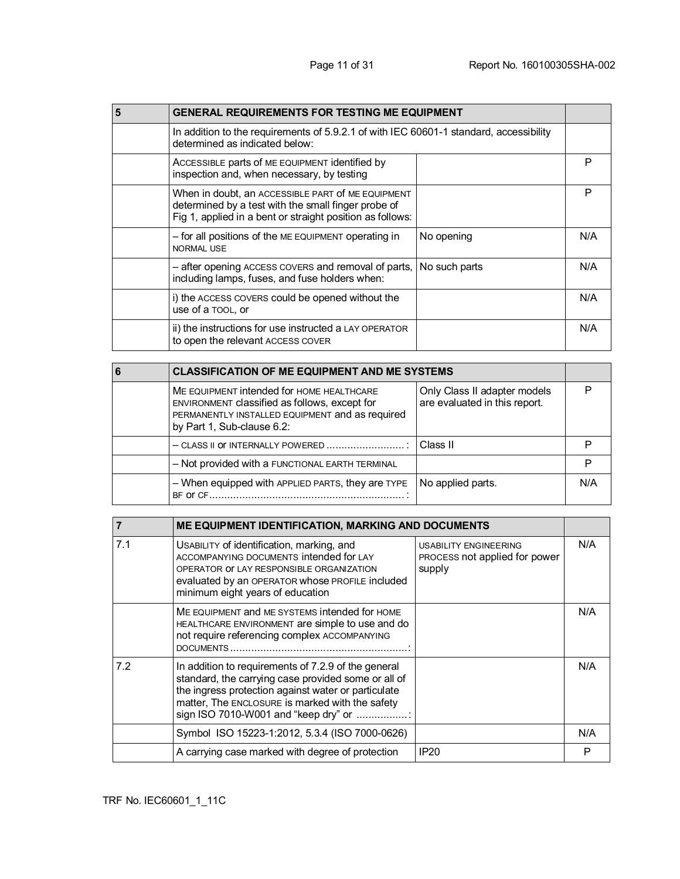| 5 | GENERAL REQUIREMENTS FOR TESTING ME EQUIPMENT | | |
|---|---|---|---|
| | In addition to the requirements of 5.9.2.1 of with IEC 60601-1 standard, accessibility determined as indicated below: | | |
| | ACCESSIBLE parts of ME EQUIPMENT identified by inspection and, when necessary, by testing | | P |
| | When in doubt, an ACCESSIBLE PART of ME EQUIPMENT determined by a test with the small finger probe of Fig 1, applied in a bent or straight position as follows: | | P |
| | – for all positions of the ME EQUIPMENT operating in NORMAL USE | No opening | N/A |
| | – after opening ACCESS COVERS and removal of parts, including lamps, fuses, and fuse holders when: | No such parts | N/A |
| | i) the ACCESS COVERS could be opened without the use of a TOOL, or | | N/A |
| | ii) the instructions for use instructed a LAY OPERATOR to open the relevant ACCESS COVER | | N/A |

| 6 | CLASSIFICATION OF ME EQUIPMENT AND ME SYSTEMS | | |
|---|---|---|---|
| | ME EQUIPMENT intended for HOME HEALTHCARE ENVIRONMENT classified as follows, except for PERMANENTLY INSTALLED EQUIPMENT and as required by Part 1, Sub-clause 6.2: | Only Class II adapter models are evaluated in this report. | P |
| | – CLASS II or INTERNALLY POWERED ......................... : | Class II | P |
| | – Not provided with a FUNCTIONAL EARTH TERMINAL | | P |
| | – When equipped with APPLIED PARTS, they are TYPE BF or CF................................................................ : | No applied parts. | N/A |

| 7 | ME EQUIPMENT IDENTIFICATION, MARKING AND DOCUMENTS | | |
|---|---|---|---|
| 7.1 | USABILITY of identification, marking, and ACCOMPANYING DOCUMENTS intended for LAY OPERATOR or LAY RESPONSIBLE ORGANIZATION evaluated by an OPERATOR whose PROFILE included minimum eight years of education | USABILITY ENGINEERING PROCESS not applied for power supply | N/A |
| | ME EQUIPMENT and ME SYSTEMS intended for HOME HEALTHCARE ENVIRONMENT are simple to use and do not require referencing complex ACCOMPANYING DOCUMENTS ..........................................................: | | N/A |
| 7.2 | In addition to requirements of 7.2.9 of the general standard, the carrying case provided some or all of the ingress protection against water or particulate matter, The ENCLOSURE is marked with the safety sign ISO 7010-W001 and "keep dry" or ................: | | N/A |
| | Symbol ISO 15223-1:2012, 5.3.4 (ISO 7000-0626) | | N/A |
| | A carrying case marked with degree of protection | IP20 | P |

TRF No. IEC60601_1_11C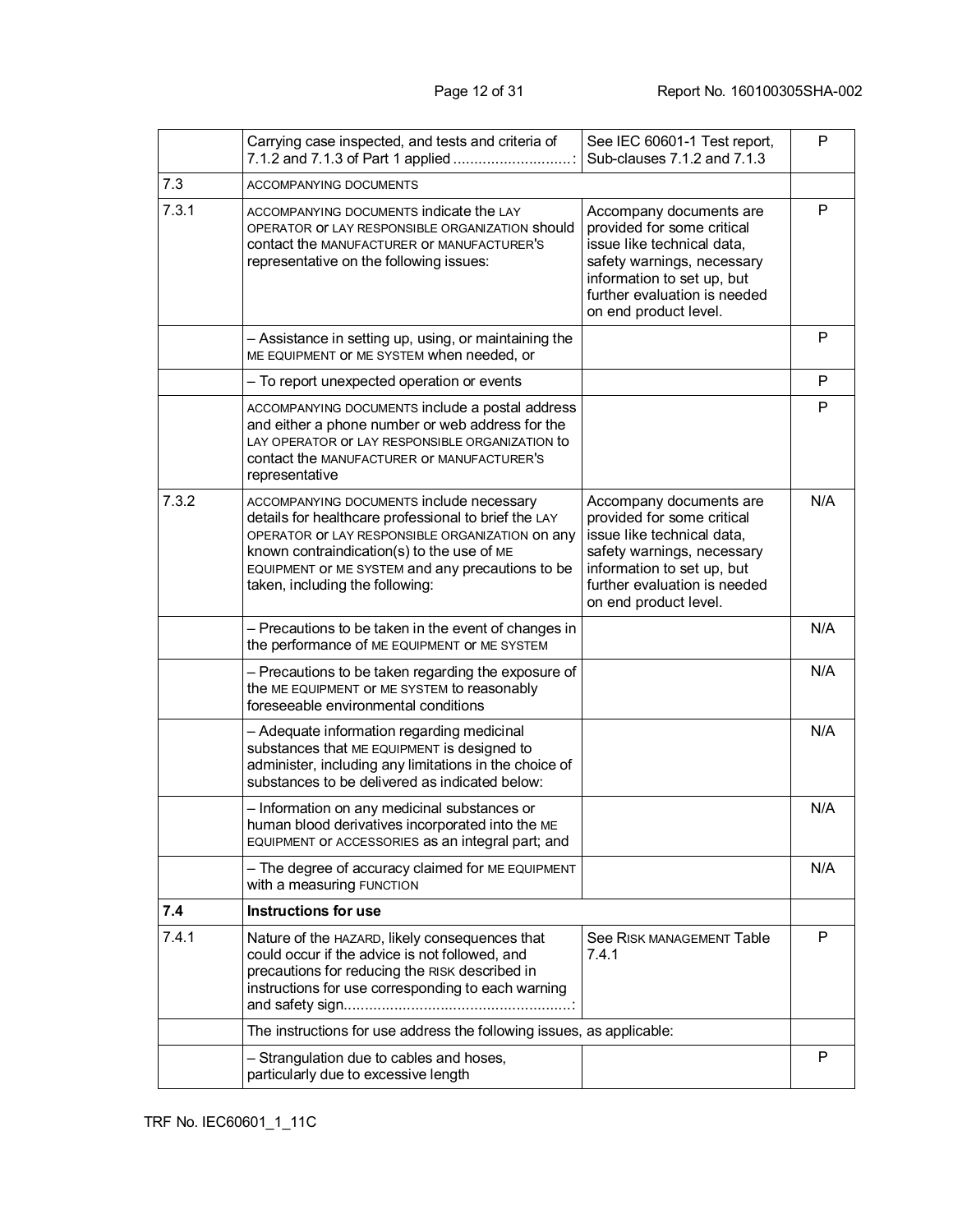| | | | |
|---|---|---|---|
| | Carrying case inspected, and tests and criteria of 7.1.2 and 7.1.3 of Part 1 applied ............................: | See IEC 60601-1 Test report, Sub-clauses 7.1.2 and 7.1.3 | P |
| 7.3 | ACCOMPANYING DOCUMENTS | | |
| 7.3.1 | ACCOMPANYING DOCUMENTS indicate the LAY OPERATOR or LAY RESPONSIBLE ORGANIZATION should contact the MANUFACTURER or MANUFACTURER'S representative on the following issues: | Accompany documents are provided for some critical issue like technical data, safety warnings, necessary information to set up, but further evaluation is needed on end product level. | P |
| | – Assistance in setting up, using, or maintaining the ME EQUIPMENT or ME SYSTEM when needed, or | | P |
| | – To report unexpected operation or events | | P |
| | ACCOMPANYING DOCUMENTS include a postal address and either a phone number or web address for the LAY OPERATOR or LAY RESPONSIBLE ORGANIZATION to contact the MANUFACTURER or MANUFACTURER'S representative | | P |
| 7.3.2 | ACCOMPANYING DOCUMENTS include necessary details for healthcare professional to brief the LAY OPERATOR or LAY RESPONSIBLE ORGANIZATION on any known contraindication(s) to the use of ME EQUIPMENT or ME SYSTEM and any precautions to be taken, including the following: | Accompany documents are provided for some critical issue like technical data, safety warnings, necessary information to set up, but further evaluation is needed on end product level. | N/A |
| | – Precautions to be taken in the event of changes in the performance of ME EQUIPMENT or ME SYSTEM | | N/A |
| | – Precautions to be taken regarding the exposure of the ME EQUIPMENT or ME SYSTEM to reasonably foreseeable environmental conditions | | N/A |
| | – Adequate information regarding medicinal substances that ME EQUIPMENT is designed to administer, including any limitations in the choice of substances to be delivered as indicated below: | | N/A |
| | – Information on any medicinal substances or human blood derivatives incorporated into the ME EQUIPMENT or ACCESSORIES as an integral part; and | | N/A |
| | – The degree of accuracy claimed for ME EQUIPMENT with a measuring FUNCTION | | N/A |
| **7.4** | **Instructions for use** | | |
| 7.4.1 | Nature of the HAZARD, likely consequences that could occur if the advice is not followed, and precautions for reducing the RISK described in instructions for use corresponding to each warning and safety sign......................................................: | See RISK MANAGEMENT Table 7.4.1 | P |
| | The instructions for use address the following issues, as applicable: | | |
| | – Strangulation due to cables and hoses, particularly due to excessive length | | P |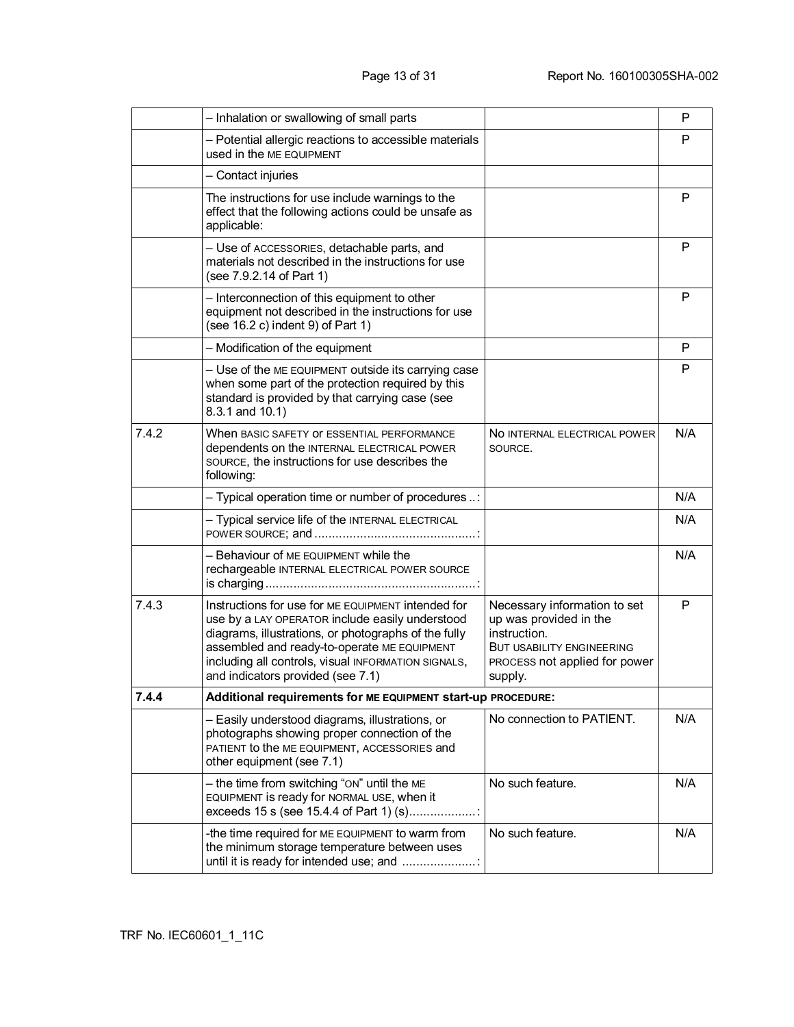| | | | |
|---|---|---|---|
| | – Inhalation or swallowing of small parts | | P |
| | – Potential allergic reactions to accessible materials used in the ME EQUIPMENT | | P |
| | – Contact injuries | | |
| | The instructions for use include warnings to the effect that the following actions could be unsafe as applicable: | | P |
| | – Use of ACCESSORIES, detachable parts, and materials not described in the instructions for use (see 7.9.2.14 of Part 1) | | P |
| | – Interconnection of this equipment to other equipment not described in the instructions for use (see 16.2 c) indent 9) of Part 1) | | P |
| | – Modification of the equipment | | P |
| | – Use of the ME EQUIPMENT outside its carrying case when some part of the protection required by this standard is provided by that carrying case (see 8.3.1 and 10.1) | | P |
| 7.4.2 | When BASIC SAFETY or ESSENTIAL PERFORMANCE dependents on the INTERNAL ELECTRICAL POWER SOURCE, the instructions for use describes the following: | No INTERNAL ELECTRICAL POWER SOURCE. | N/A |
| | – Typical operation time or number of procedures ..: | | N/A |
| | – Typical service life of the INTERNAL ELECTRICAL POWER SOURCE; and ............................................: | | N/A |
| | – Behaviour of ME EQUIPMENT while the rechargeable INTERNAL ELECTRICAL POWER SOURCE is charging ...........................................................: | | N/A |
| 7.4.3 | Instructions for use for ME EQUIPMENT intended for use by a LAY OPERATOR include easily understood diagrams, illustrations, or photographs of the fully assembled and ready-to-operate ME EQUIPMENT including all controls, visual INFORMATION SIGNALS, and indicators provided (see 7.1) | Necessary information to set up was provided in the instruction. BUT USABILITY ENGINEERING PROCESS not applied for power supply. | P |
| **7.4.4** | **Additional requirements for ME EQUIPMENT start-up PROCEDURE:** | | |
| | – Easily understood diagrams, illustrations, or photographs showing proper connection of the PATIENT to the ME EQUIPMENT, ACCESSORIES and other equipment (see 7.1) | No connection to PATIENT. | N/A |
| | – the time from switching "ON" until the ME EQUIPMENT is ready for NORMAL USE, when it exceeds 15 s (see 15.4.4 of Part 1) (s)...................: | No such feature. | N/A |
| | -the time required for ME EQUIPMENT to warm from the minimum storage temperature between uses until it is ready for intended use; and ....................: | No such feature. | N/A |

TRF No. IEC60601_1_11C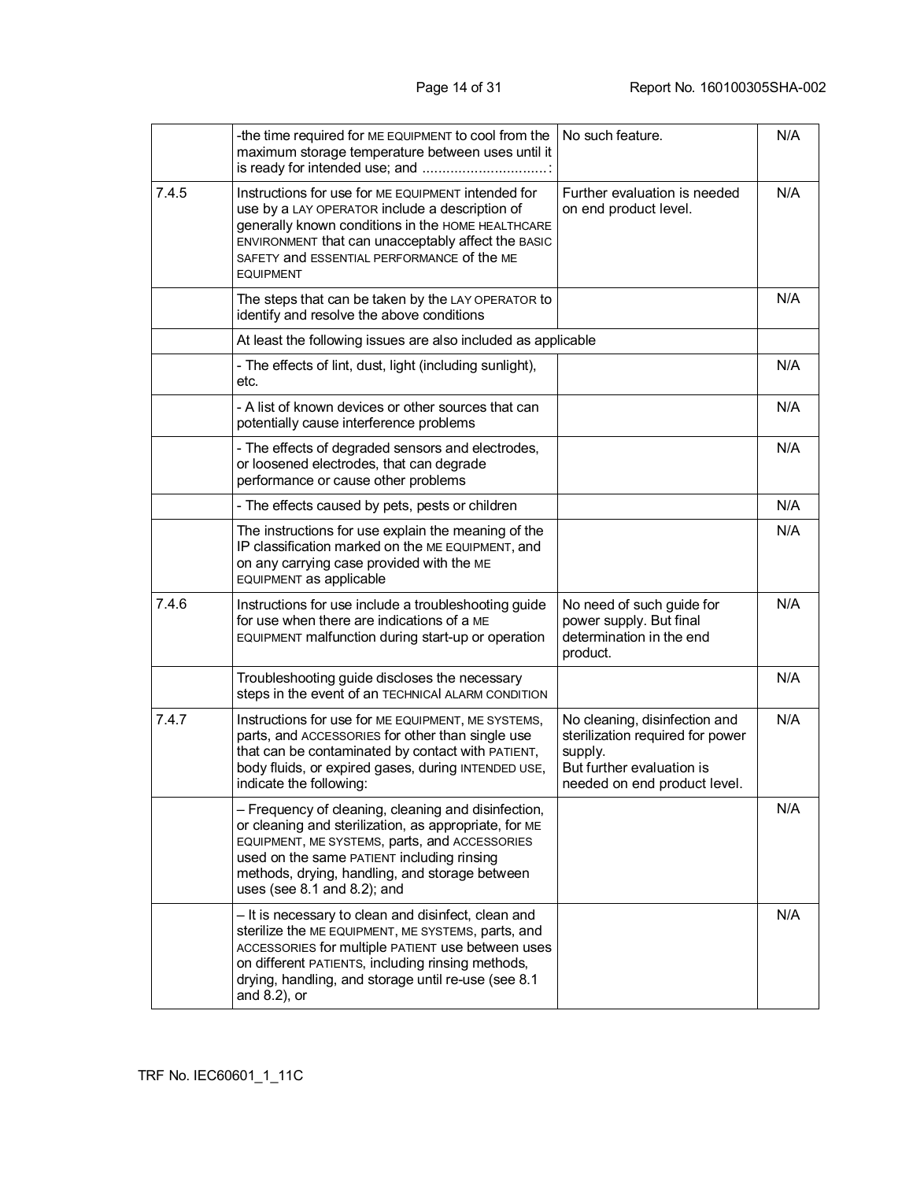| | | | |
|---|---|---|---|
| | -the time required for ME EQUIPMENT to cool from the maximum storage temperature between uses until it is ready for intended use; and ...............................: | No such feature. | N/A |
| 7.4.5 | Instructions for use for ME EQUIPMENT intended for use by a LAY OPERATOR include a description of generally known conditions in the HOME HEALTHCARE ENVIRONMENT that can unacceptably affect the BASIC SAFETY and ESSENTIAL PERFORMANCE of the ME EQUIPMENT | Further evaluation is needed on end product level. | N/A |
| | The steps that can be taken by the LAY OPERATOR to identify and resolve the above conditions | | N/A |
| | At least the following issues are also included as applicable | | |
| | - The effects of lint, dust, light (including sunlight), etc. | | N/A |
| | - A list of known devices or other sources that can potentially cause interference problems | | N/A |
| | - The effects of degraded sensors and electrodes, or loosened electrodes, that can degrade performance or cause other problems | | N/A |
| | - The effects caused by pets, pests or children | | N/A |
| | The instructions for use explain the meaning of the IP classification marked on the ME EQUIPMENT, and on any carrying case provided with the ME EQUIPMENT as applicable | | N/A |
| 7.4.6 | Instructions for use include a troubleshooting guide for use when there are indications of a ME EQUIPMENT malfunction during start-up or operation | No need of such guide for power supply. But final determination in the end product. | N/A |
| | Troubleshooting guide discloses the necessary steps in the event of an TECHNICAL ALARM CONDITION | | N/A |
| 7.4.7 | Instructions for use for ME EQUIPMENT, ME SYSTEMS, parts, and ACCESSORIES for other than single use that can be contaminated by contact with PATIENT, body fluids, or expired gases, during INTENDED USE, indicate the following: | No cleaning, disinfection and sterilization required for power supply.<br>But further evaluation is needed on end product level. | N/A |
| | – Frequency of cleaning, cleaning and disinfection, or cleaning and sterilization, as appropriate, for ME EQUIPMENT, ME SYSTEMS, parts, and ACCESSORIES used on the same PATIENT including rinsing methods, drying, handling, and storage between uses (see 8.1 and 8.2); and | | N/A |
| | – It is necessary to clean and disinfect, clean and sterilize the ME EQUIPMENT, ME SYSTEMS, parts, and ACCESSORIES for multiple PATIENT use between uses on different PATIENTS, including rinsing methods, drying, handling, and storage until re-use (see 8.1 and 8.2), or | | N/A |

TRF No. IEC60601_1_11C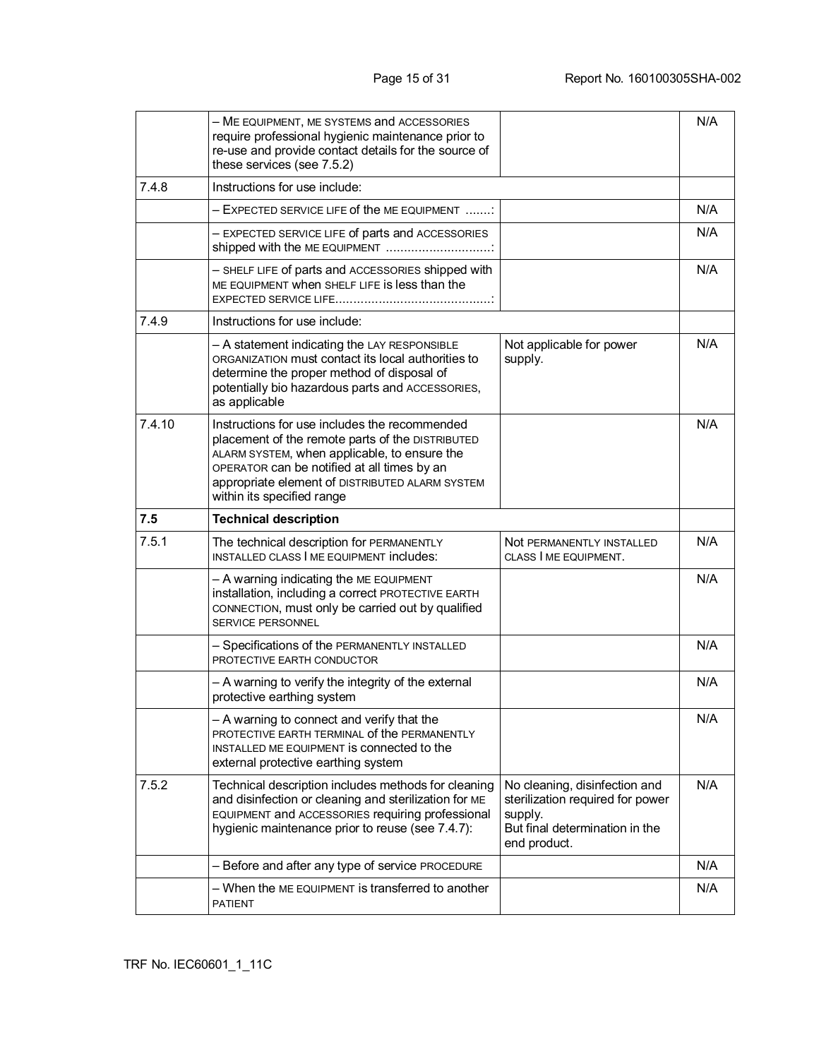| | | | |
|---|---|---|---|
| | – ME EQUIPMENT, ME SYSTEMS and ACCESSORIES require professional hygienic maintenance prior to re-use and provide contact details for the source of these services (see 7.5.2) | | N/A |
| 7.4.8 | Instructions for use include: | | |
| | – EXPECTED SERVICE LIFE of the ME EQUIPMENT .......: | | N/A |
| | – EXPECTED SERVICE LIFE of parts and ACCESSORIES shipped with the ME EQUIPMENT ............................: | | N/A |
| | – SHELF LIFE of parts and ACCESSORIES shipped with ME EQUIPMENT when SHELF LIFE is less than the EXPECTED SERVICE LIFE..........................................: | | N/A |
| 7.4.9 | Instructions for use include: | | |
| | – A statement indicating the LAY RESPONSIBLE ORGANIZATION must contact its local authorities to determine the proper method of disposal of potentially bio hazardous parts and ACCESSORIES, as applicable | Not applicable for power supply. | N/A |
| 7.4.10 | Instructions for use includes the recommended placement of the remote parts of the DISTRIBUTED ALARM SYSTEM, when applicable, to ensure the OPERATOR can be notified at all times by an appropriate element of DISTRIBUTED ALARM SYSTEM within its specified range | | N/A |
| **7.5** | **Technical description** | | |
| 7.5.1 | The technical description for PERMANENTLY INSTALLED CLASS I ME EQUIPMENT includes: | Not PERMANENTLY INSTALLED CLASS I ME EQUIPMENT. | N/A |
| | – A warning indicating the ME EQUIPMENT installation, including a correct PROTECTIVE EARTH CONNECTION, must only be carried out by qualified SERVICE PERSONNEL | | N/A |
| | – Specifications of the PERMANENTLY INSTALLED PROTECTIVE EARTH CONDUCTOR | | N/A |
| | – A warning to verify the integrity of the external protective earthing system | | N/A |
| | – A warning to connect and verify that the PROTECTIVE EARTH TERMINAL of the PERMANENTLY INSTALLED ME EQUIPMENT is connected to the external protective earthing system | | N/A |
| 7.5.2 | Technical description includes methods for cleaning and disinfection or cleaning and sterilization for ME EQUIPMENT and ACCESSORIES requiring professional hygienic maintenance prior to reuse (see 7.4.7): | No cleaning, disinfection and sterilization required for power supply.<br>But final determination in the end product. | N/A |
| | – Before and after any type of service PROCEDURE | | N/A |
| | – When the ME EQUIPMENT is transferred to another PATIENT | | N/A |

TRF No. IEC60601_1_11C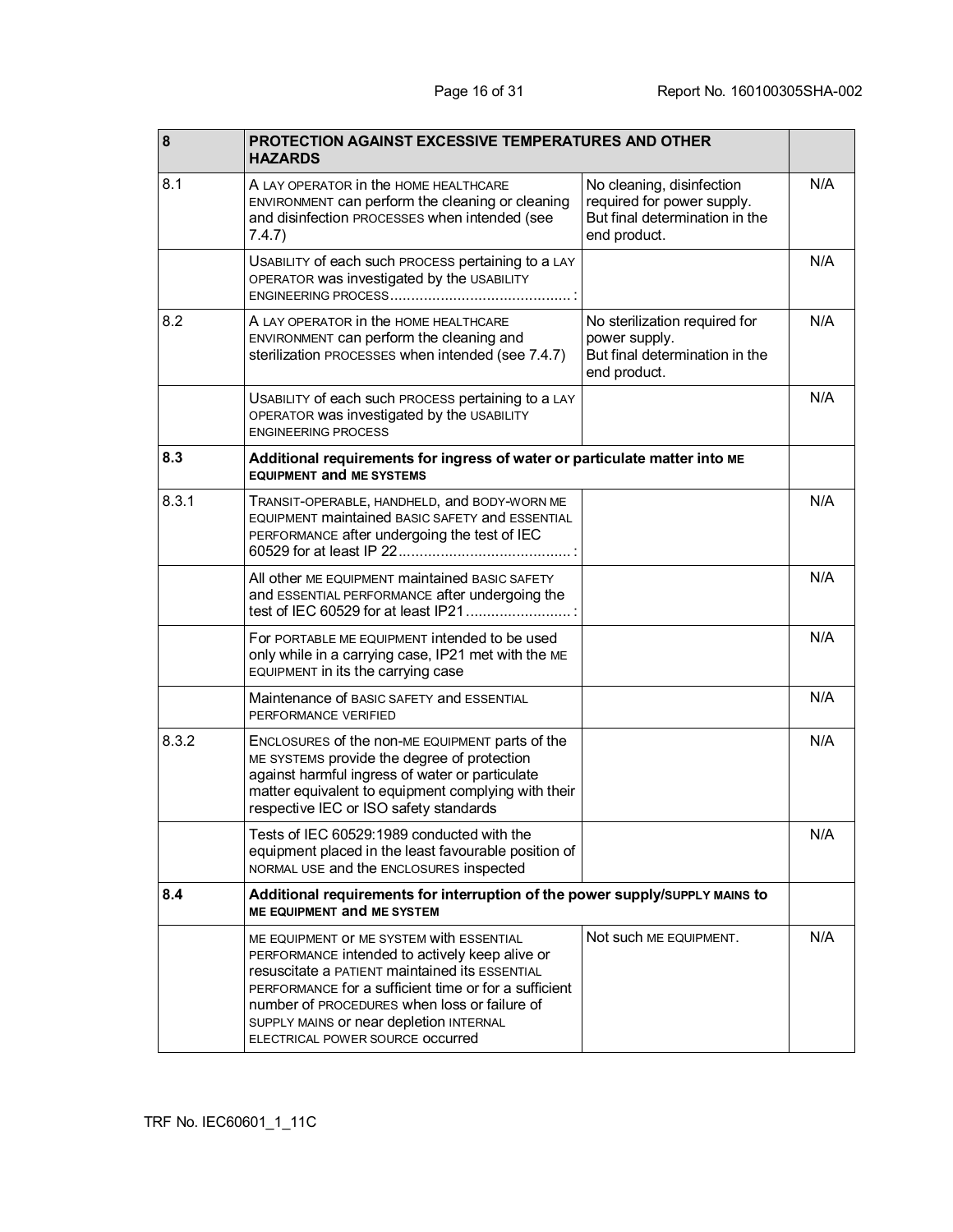| 8 | PROTECTION AGAINST EXCESSIVE TEMPERATURES AND OTHER HAZARDS | | |
|---|---|---|---|
| 8.1 | A LAY OPERATOR in the HOME HEALTHCARE ENVIRONMENT can perform the cleaning or cleaning and disinfection PROCESSES when intended (see 7.4.7) | No cleaning, disinfection required for power supply. But final determination in the end product. | N/A |
| | USABILITY of each such PROCESS pertaining to a LAY OPERATOR was investigated by the USABILITY ENGINEERING PROCESS ........................................... : | | N/A |
| 8.2 | A LAY OPERATOR in the HOME HEALTHCARE ENVIRONMENT can perform the cleaning and sterilization PROCESSES when intended (see 7.4.7) | No sterilization required for power supply. But final determination in the end product. | N/A |
| | USABILITY of each such PROCESS pertaining to a LAY OPERATOR was investigated by the USABILITY ENGINEERING PROCESS | | N/A |
| **8.3** | **Additional requirements for ingress of water or particulate matter into ME EQUIPMENT and ME SYSTEMS** | | |
| 8.3.1 | TRANSIT-OPERABLE, HANDHELD, and BODY-WORN ME EQUIPMENT maintained BASIC SAFETY and ESSENTIAL PERFORMANCE after undergoing the test of IEC 60529 for at least IP 22......................................... : | | N/A |
| | All other ME EQUIPMENT maintained BASIC SAFETY and ESSENTIAL PERFORMANCE after undergoing the test of IEC 60529 for at least IP21......................... : | | N/A |
| | For PORTABLE ME EQUIPMENT intended to be used only while in a carrying case, IP21 met with the ME EQUIPMENT in its the carrying case | | N/A |
| | Maintenance of BASIC SAFETY and ESSENTIAL PERFORMANCE VERIFIED | | N/A |
| 8.3.2 | ENCLOSURES of the non-ME EQUIPMENT parts of the ME SYSTEMS provide the degree of protection against harmful ingress of water or particulate matter equivalent to equipment complying with their respective IEC or ISO safety standards | | N/A |
| | Tests of IEC 60529:1989 conducted with the equipment placed in the least favourable position of NORMAL USE and the ENCLOSURES inspected | | N/A |
| **8.4** | **Additional requirements for interruption of the power supply/SUPPLY MAINS to ME EQUIPMENT and ME SYSTEM** | | |
| | ME EQUIPMENT or ME SYSTEM with ESSENTIAL PERFORMANCE intended to actively keep alive or resuscitate a PATIENT maintained its ESSENTIAL PERFORMANCE for a sufficient time or for a sufficient number of PROCEDURES when loss or failure of SUPPLY MAINS or near depletion INTERNAL ELECTRICAL POWER SOURCE occurred | Not such ME EQUIPMENT. | N/A |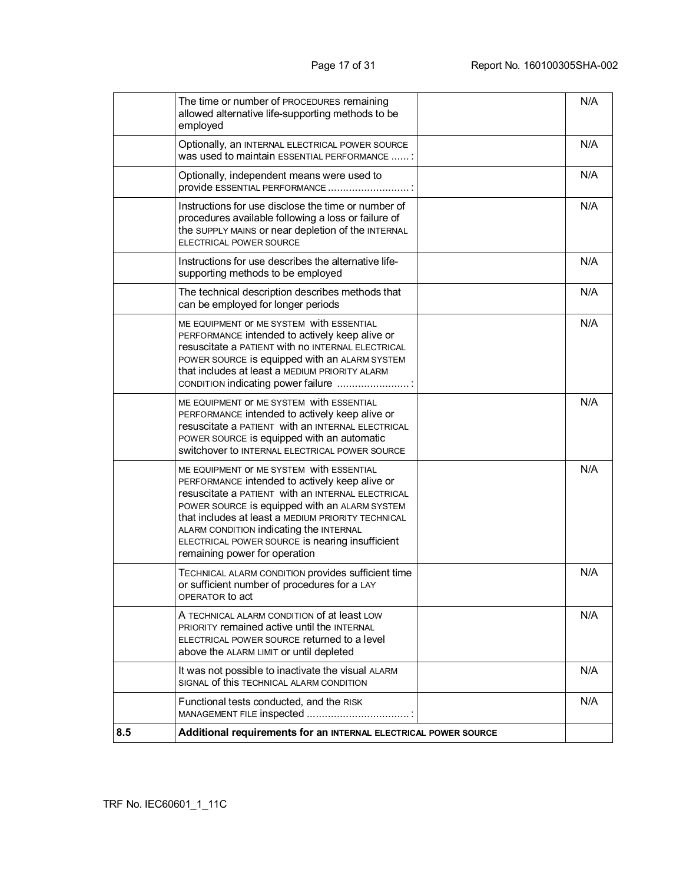| | | | |
|---|---|---|---|
| | The time or number of PROCEDURES remaining allowed alternative life-supporting methods to be employed | | N/A |
| | Optionally, an INTERNAL ELECTRICAL POWER SOURCE was used to maintain ESSENTIAL PERFORMANCE ...... : | | N/A |
| | Optionally, independent means were used to provide ESSENTIAL PERFORMANCE ........................... : | | N/A |
| | Instructions for use disclose the time or number of procedures available following a loss or failure of the SUPPLY MAINS or near depletion of the INTERNAL ELECTRICAL POWER SOURCE | | N/A |
| | Instructions for use describes the alternative life-supporting methods to be employed | | N/A |
| | The technical description describes methods that can be employed for longer periods | | N/A |
| | ME EQUIPMENT or ME SYSTEM with ESSENTIAL PERFORMANCE intended to actively keep alive or resuscitate a PATIENT with no INTERNAL ELECTRICAL POWER SOURCE is equipped with an ALARM SYSTEM that includes at least a MEDIUM PRIORITY ALARM CONDITION indicating power failure ........................ : | | N/A |
| | ME EQUIPMENT or ME SYSTEM with ESSENTIAL PERFORMANCE intended to actively keep alive or resuscitate a PATIENT with an INTERNAL ELECTRICAL POWER SOURCE is equipped with an automatic switchover to INTERNAL ELECTRICAL POWER SOURCE | | N/A |
| | ME EQUIPMENT or ME SYSTEM with ESSENTIAL PERFORMANCE intended to actively keep alive or resuscitate a PATIENT with an INTERNAL ELECTRICAL POWER SOURCE is equipped with an ALARM SYSTEM that includes at least a MEDIUM PRIORITY TECHNICAL ALARM CONDITION indicating the INTERNAL ELECTRICAL POWER SOURCE is nearing insufficient remaining power for operation | | N/A |
| | TECHNICAL ALARM CONDITION provides sufficient time or sufficient number of procedures for a LAY OPERATOR to act | | N/A |
| | A TECHNICAL ALARM CONDITION of at least LOW PRIORITY remained active until the INTERNAL ELECTRICAL POWER SOURCE returned to a level above the ALARM LIMIT or until depleted | | N/A |
| | It was not possible to inactivate the visual ALARM SIGNAL of this TECHNICAL ALARM CONDITION | | N/A |
| | Functional tests conducted, and the RISK MANAGEMENT FILE inspected .................................. : | | N/A |
| **8.5** | **Additional requirements for an INTERNAL ELECTRICAL POWER SOURCE** | | |

TRF No. IEC60601_1_11C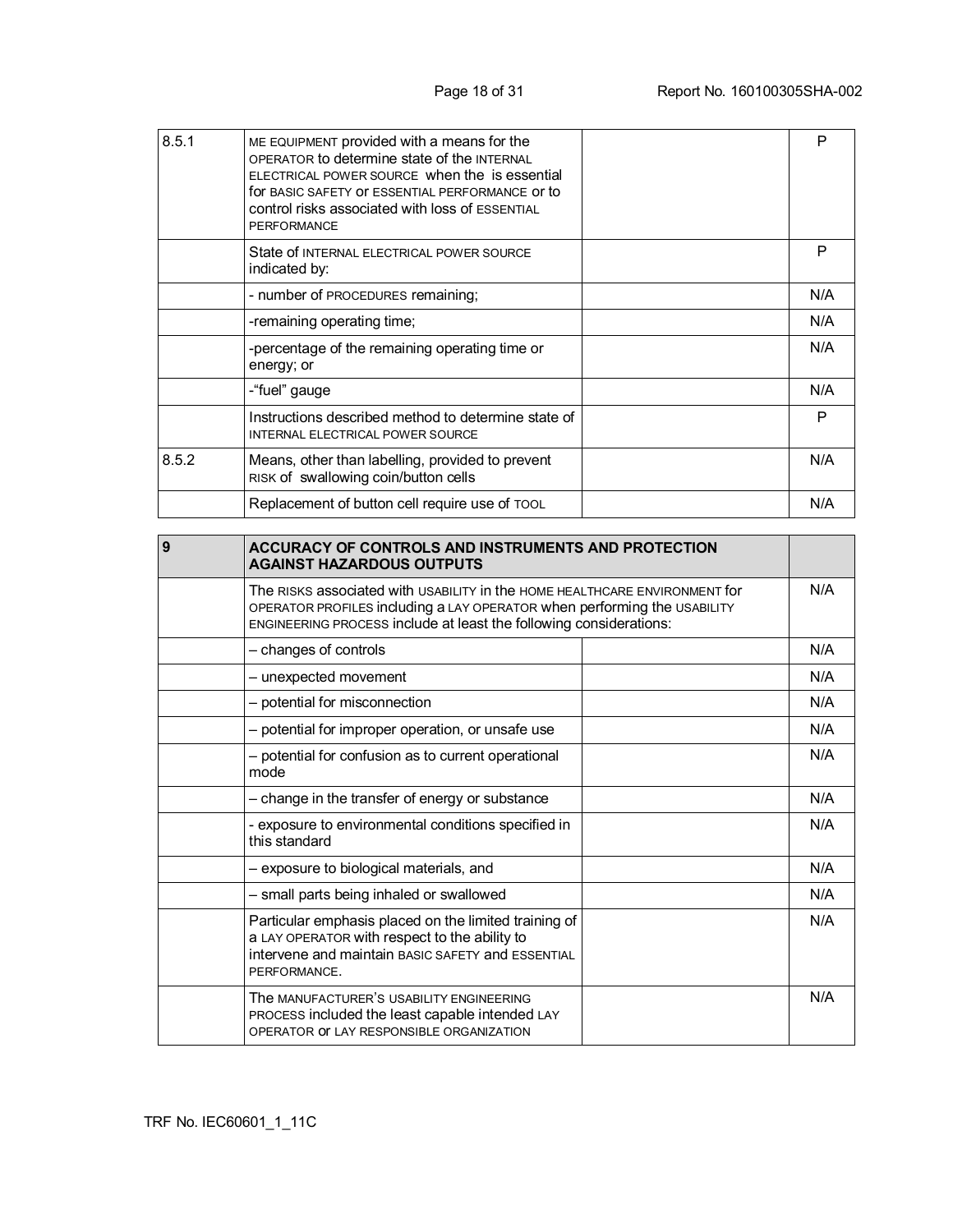| | | | |
|---|---|---|---|
| 8.5.1 | ME EQUIPMENT provided with a means for the OPERATOR to determine state of the INTERNAL ELECTRICAL POWER SOURCE when the is essential for BASIC SAFETY or ESSENTIAL PERFORMANCE or to control risks associated with loss of ESSENTIAL PERFORMANCE | | P |
| | State of INTERNAL ELECTRICAL POWER SOURCE indicated by: | | P |
| | - number of PROCEDURES remaining; | | N/A |
| | -remaining operating time; | | N/A |
| | -percentage of the remaining operating time or energy; or | | N/A |
| | -“fuel” gauge | | N/A |
| | Instructions described method to determine state of INTERNAL ELECTRICAL POWER SOURCE | | P |
| 8.5.2 | Means, other than labelling, provided to prevent RISK of swallowing coin/button cells | | N/A |
| | Replacement of button cell require use of TOOL | | N/A |

| | | | |
|---|---|---|---|
| **9** | **ACCURACY OF CONTROLS AND INSTRUMENTS AND PROTECTION AGAINST HAZARDOUS OUTPUTS** | | |
| | The RISKS associated with USABILITY in the HOME HEALTHCARE ENVIRONMENT for OPERATOR PROFILES including a LAY OPERATOR when performing the USABILITY ENGINEERING PROCESS include at least the following considerations: | | N/A |
| | – changes of controls | | N/A |
| | – unexpected movement | | N/A |
| | – potential for misconnection | | N/A |
| | – potential for improper operation, or unsafe use | | N/A |
| | – potential for confusion as to current operational mode | | N/A |
| | – change in the transfer of energy or substance | | N/A |
| | - exposure to environmental conditions specified in this standard | | N/A |
| | – exposure to biological materials, and | | N/A |
| | – small parts being inhaled or swallowed | | N/A |
| | Particular emphasis placed on the limited training of a LAY OPERATOR with respect to the ability to intervene and maintain BASIC SAFETY and ESSENTIAL PERFORMANCE. | | N/A |
| | The MANUFACTURER’S USABILITY ENGINEERING PROCESS included the least capable intended LAY OPERATOR or LAY RESPONSIBLE ORGANIZATION | | N/A |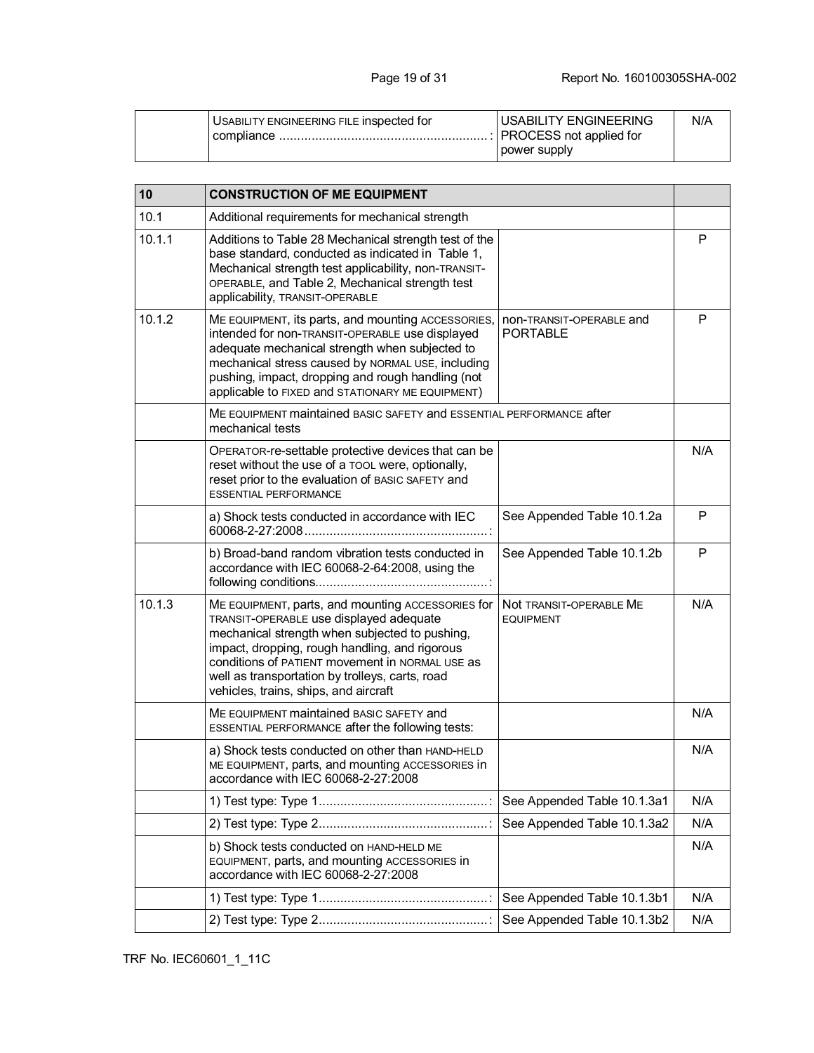| | USABILITY ENGINEERING FILE inspected for compliance .......................................................... : | USABILITY ENGINEERING PROCESS not applied for power supply | N/A |
|---|---|---|---|

| 10 | CONSTRUCTION OF ME EQUIPMENT | | |
|---|---|---|---|
| 10.1 | Additional requirements for mechanical strength | | |
| 10.1.1 | Additions to Table 28 Mechanical strength test of the base standard, conducted as indicated in Table 1, Mechanical strength test applicability, non-TRANSIT-OPERABLE, and Table 2, Mechanical strength test applicability, TRANSIT-OPERABLE | | P |
| 10.1.2 | ME EQUIPMENT, its parts, and mounting ACCESSORIES, intended for non-TRANSIT-OPERABLE use displayed adequate mechanical strength when subjected to mechanical stress caused by NORMAL USE, including pushing, impact, dropping and rough handling (not applicable to FIXED and STATIONARY ME EQUIPMENT) | non-TRANSIT-OPERABLE and PORTABLE | P |
| | ME EQUIPMENT maintained BASIC SAFETY and ESSENTIAL PERFORMANCE after mechanical tests | | |
| | OPERATOR-re-settable protective devices that can be reset without the use of a TOOL were, optionally, reset prior to the evaluation of BASIC SAFETY and ESSENTIAL PERFORMANCE | | N/A |
| | a) Shock tests conducted in accordance with IEC 60068-2-27:2008.................................................. : | See Appended Table 10.1.2a | P |
| | b) Broad-band random vibration tests conducted in accordance with IEC 60068-2-64:2008, using the following conditions................................................ : | See Appended Table 10.1.2b | P |
| 10.1.3 | ME EQUIPMENT, parts, and mounting ACCESSORIES for TRANSIT-OPERABLE use displayed adequate mechanical strength when subjected to pushing, impact, dropping, rough handling, and rigorous conditions of PATIENT movement in NORMAL USE as well as transportation by trolleys, carts, road vehicles, trains, ships, and aircraft | Not TRANSIT-OPERABLE ME EQUIPMENT | N/A |
| | ME EQUIPMENT maintained BASIC SAFETY and ESSENTIAL PERFORMANCE after the following tests: | | N/A |
| | a) Shock tests conducted on other than HAND-HELD ME EQUIPMENT, parts, and mounting ACCESSORIES in accordance with IEC 60068-2-27:2008 | | N/A |
| | 1) Test type: Type 1............................................... : | See Appended Table 10.1.3a1 | N/A |
| | 2) Test type: Type 2............................................... : | See Appended Table 10.1.3a2 | N/A |
| | b) Shock tests conducted on HAND-HELD ME EQUIPMENT, parts, and mounting ACCESSORIES in accordance with IEC 60068-2-27:2008 | | N/A |
| | 1) Test type: Type 1............................................... : | See Appended Table 10.1.3b1 | N/A |
| | 2) Test type: Type 2............................................... : | See Appended Table 10.1.3b2 | N/A |

TRF No. IEC60601_1_11C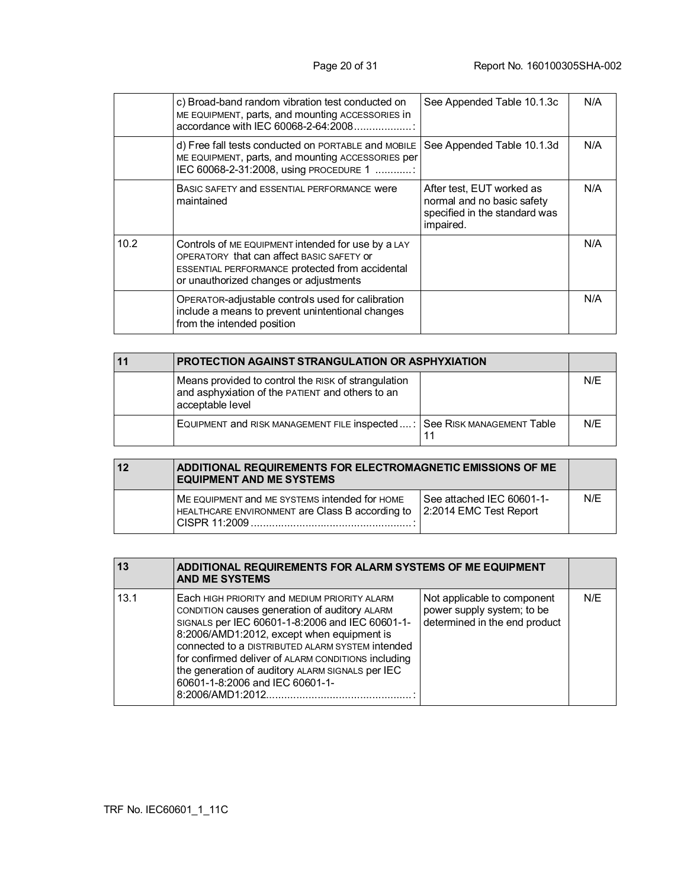| | | | |
|---|---|---|---|
| | c) Broad-band random vibration test conducted on ME EQUIPMENT, parts, and mounting ACCESSORIES in accordance with IEC 60068-2-64:2008...................: | See Appended Table 10.1.3c | N/A |
| | d) Free fall tests conducted on PORTABLE and MOBILE ME EQUIPMENT, parts, and mounting ACCESSORIES per IEC 60068-2-31:2008, using PROCEDURE 1 ...........: | See Appended Table 10.1.3d | N/A |
| | BASIC SAFETY and ESSENTIAL PERFORMANCE were maintained | After test, EUT worked as normal and no basic safety specified in the standard was impaired. | N/A |
| 10.2 | Controls of ME EQUIPMENT intended for use by a LAY OPERATORY that can affect BASIC SAFETY or ESSENTIAL PERFORMANCE protected from accidental or unauthorized changes or adjustments | | N/A |
| | OPERATOR-adjustable controls used for calibration include a means to prevent unintentional changes from the intended position | | N/A |

| 11 | PROTECTION AGAINST STRANGULATION OR ASPHYXIATION | | |
|---|---|---|---|
| | Means provided to control the RISK of strangulation and asphyxiation of the PATIENT and others to an acceptable level | | N/E |
| | EQUIPMENT and RISK MANAGEMENT FILE inspected....: | See RISK MANAGEMENT Table 11 | N/E |

| 12 | ADDITIONAL REQUIREMENTS FOR ELECTROMAGNETIC EMISSIONS OF ME EQUIPMENT AND ME SYSTEMS | | |
|---|---|---|---|
| | ME EQUIPMENT and ME SYSTEMS intended for HOME HEALTHCARE ENVIRONMENT are Class B according to CISPR 11:2009 ....................................................: | See attached IEC 60601-1-2:2014 EMC Test Report | N/E |

| 13 | ADDITIONAL REQUIREMENTS FOR ALARM SYSTEMS OF ME EQUIPMENT AND ME SYSTEMS | | |
|---|---|---|---|
| 13.1 | Each HIGH PRIORITY and MEDIUM PRIORITY ALARM CONDITION causes generation of auditory ALARM SIGNALS per IEC 60601-1-8:2006 and IEC 60601-1-8:2006/AMD1:2012, except when equipment is connected to a DISTRIBUTED ALARM SYSTEM intended for confirmed deliver of ALARM CONDITIONS including the generation of auditory ALARM SIGNALS per IEC 60601-1-8:2006 and IEC 60601-1-8:2006/AMD1:2012................................................: | Not applicable to component power supply system; to be determined in the end product | N/E |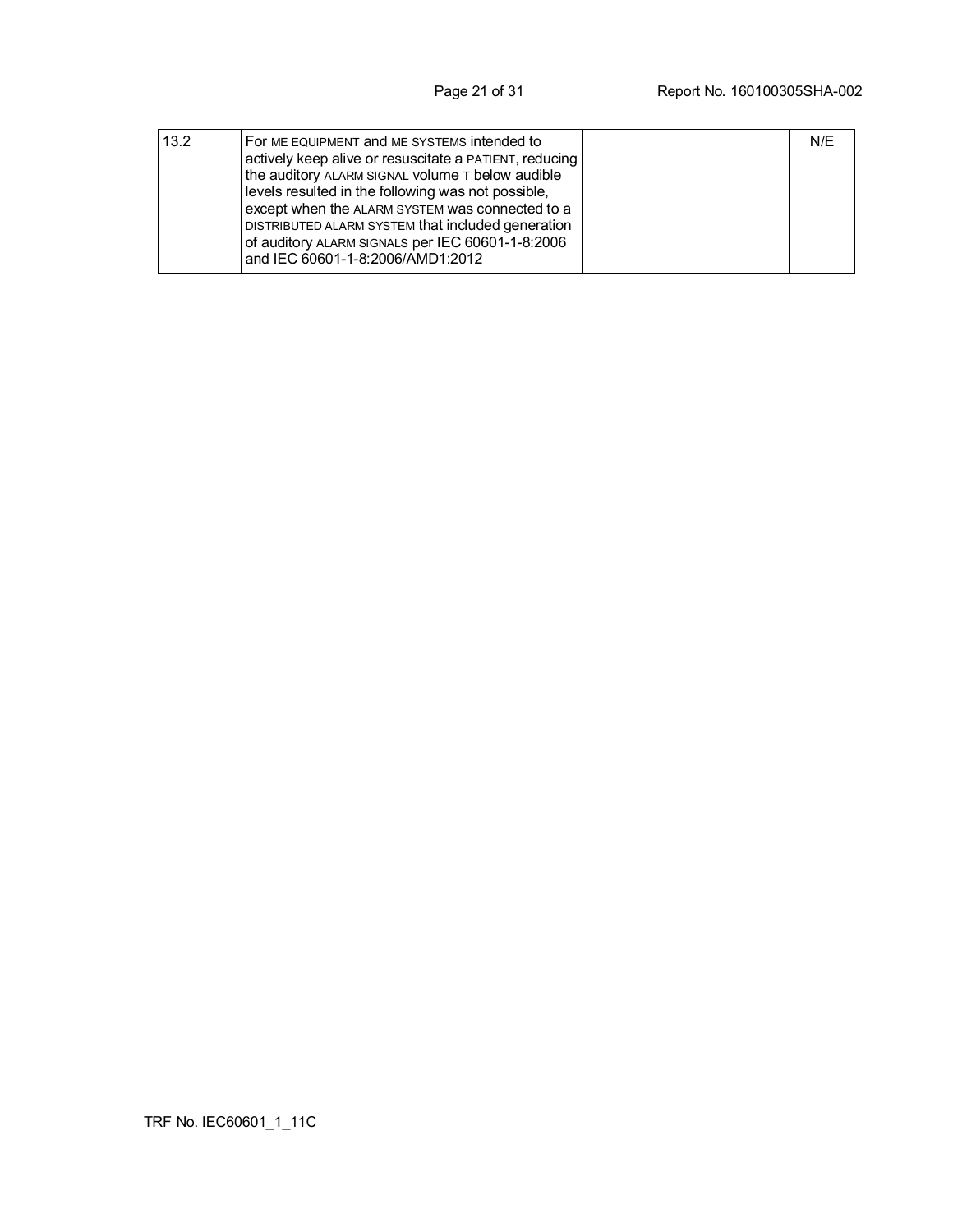| 13.2 | For ME EQUIPMENT and ME SYSTEMS intended to actively keep alive or resuscitate a PATIENT, reducing the auditory ALARM SIGNAL volume T below audible levels resulted in the following was not possible, except when the ALARM SYSTEM was connected to a DISTRIBUTED ALARM SYSTEM that included generation of auditory ALARM SIGNALS per IEC 60601-1-8:2006 and IEC 60601-1-8:2006/AMD1:2012 | | N/E |
|---|---|---|---|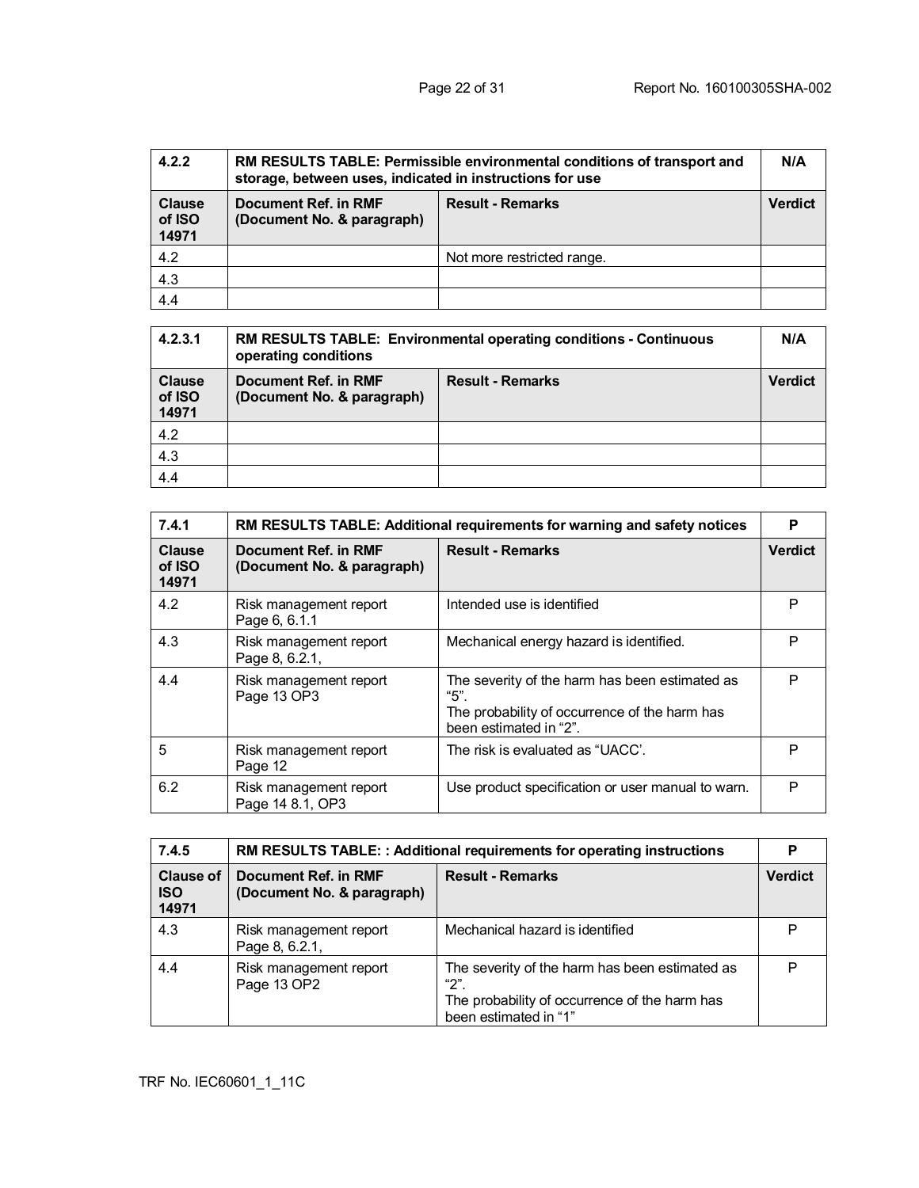| 4.2.2 | RM RESULTS TABLE: Permissible environmental conditions of transport and storage, between uses, indicated in instructions for use | | N/A |
|---|---|---|---|
| **Clause of ISO 14971** | **Document Ref. in RMF (Document No. & paragraph)** | **Result - Remarks** | **Verdict** |
| 4.2 | | Not more restricted range. | |
| 4.3 | | | |
| 4.4 | | | |

| 4.2.3.1 | RM RESULTS TABLE: Environmental operating conditions - Continuous operating conditions | | N/A |
|---|---|---|---|
| **Clause of ISO 14971** | **Document Ref. in RMF (Document No. & paragraph)** | **Result - Remarks** | **Verdict** |
| 4.2 | | | |
| 4.3 | | | |
| 4.4 | | | |

| 7.4.1 | RM RESULTS TABLE: Additional requirements for warning and safety notices | | P |
|---|---|---|---|
| **Clause of ISO 14971** | **Document Ref. in RMF (Document No. & paragraph)** | **Result - Remarks** | **Verdict** |
| 4.2 | Risk management report Page 6, 6.1.1 | Intended use is identified | P |
| 4.3 | Risk management report Page 8, 6.2.1, | Mechanical energy hazard is identified. | P |
| 4.4 | Risk management report Page 13 OP3 | The severity of the harm has been estimated as "5". The probability of occurrence of the harm has been estimated in "2". | P |
| 5 | Risk management report Page 12 | The risk is evaluated as "UACC'. | P |
| 6.2 | Risk management report Page 14 8.1, OP3 | Use product specification or user manual to warn. | P |

| 7.4.5 | RM RESULTS TABLE: : Additional requirements for operating instructions | | P |
|---|---|---|---|
| **Clause of ISO 14971** | **Document Ref. in RMF (Document No. & paragraph)** | **Result - Remarks** | **Verdict** |
| 4.3 | Risk management report Page 8, 6.2.1, | Mechanical hazard is identified | P |
| 4.4 | Risk management report Page 13 OP2 | The severity of the harm has been estimated as "2". The probability of occurrence of the harm has been estimated in "1" | P |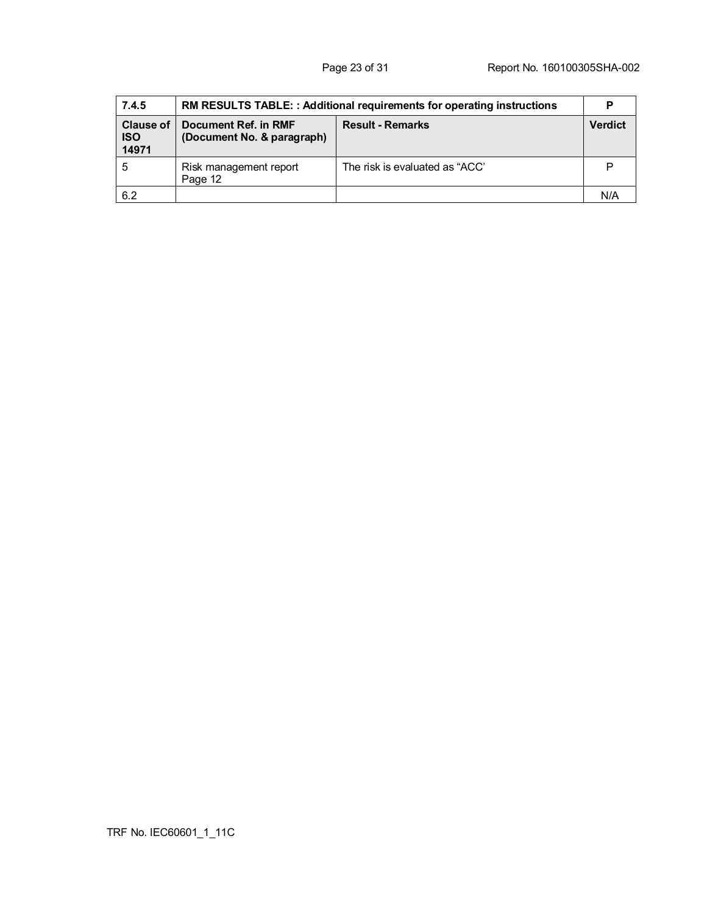| 7.4.5 | RM RESULTS TABLE: : Additional requirements for operating instructions | | P |
|---|---|---|---|
| **Clause of ISO 14971** | **Document Ref. in RMF (Document No. & paragraph)** | **Result - Remarks** | **Verdict** |
| 5 | Risk management report Page 12 | The risk is evaluated as "ACC' | P |
| 6.2 | | | N/A |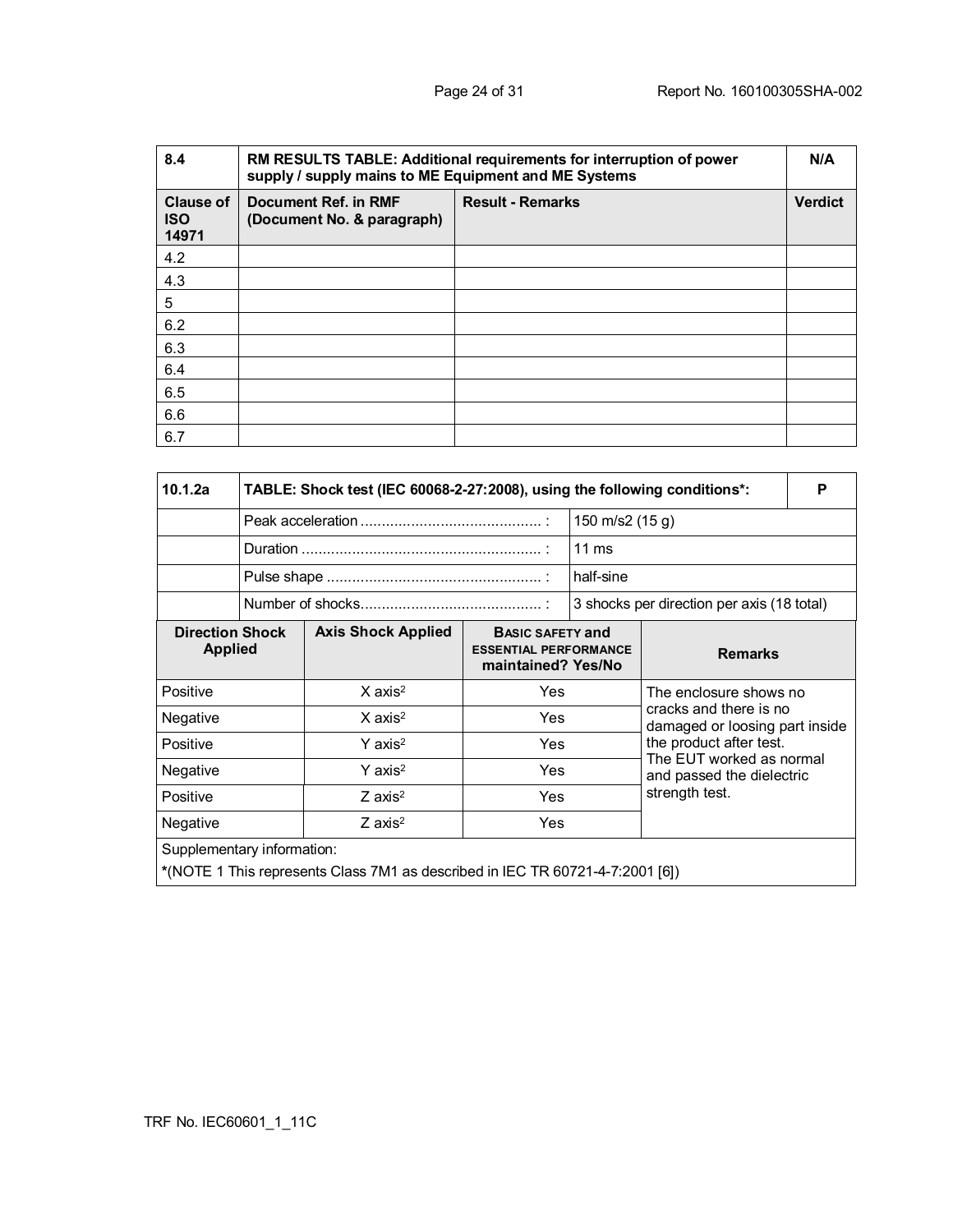| 8.4 | RM RESULTS TABLE: Additional requirements for interruption of power supply / supply mains to ME Equipment and ME Systems | | N/A |
|---|---|---|---|
| **Clause of ISO 14971** | **Document Ref. in RMF (Document No. & paragraph)** | **Result - Remarks** | **Verdict** |
| 4.2 | | | |
| 4.3 | | | |
| 5 | | | |
| 6.2 | | | |
| 6.3 | | | |
| 6.4 | | | |
| 6.5 | | | |
| 6.6 | | | |
| 6.7 | | | |

| 10.1.2a | TABLE: Shock test (IEC 60068-2-27:2008), using the following conditions*: | | P |
|---|---|---|---|
| | Peak acceleration ........................................... : | 150 m/s2 (15 g) | |
| | Duration ........................................................ : | 11 ms | |
| | Pulse shape .................................................. : | half-sine | |
| | Number of shocks.......................................... : | 3 shocks per direction per axis (18 total) | |
| **Direction Shock Applied** | **Axis Shock Applied** | **BASIC SAFETY and ESSENTIAL PERFORMANCE maintained? Yes/No** | **Remarks** |
| Positive | X axis[2] | Yes | The enclosure shows no cracks and there is no damaged or loosing part inside the product after test. The EUT worked as normal and passed the dielectric strength test. |
| Negative | X axis[2] | Yes | |
| Positive | Y axis[2] | Yes | |
| Negative | Y axis[2] | Yes | |
| Positive | Z axis[2] | Yes | |
| Negative | Z axis[2] | Yes | |
| Supplementary information: *(NOTE 1 This represents Class 7M1 as described in IEC TR 60721-4-7:2001 [6]) | | | |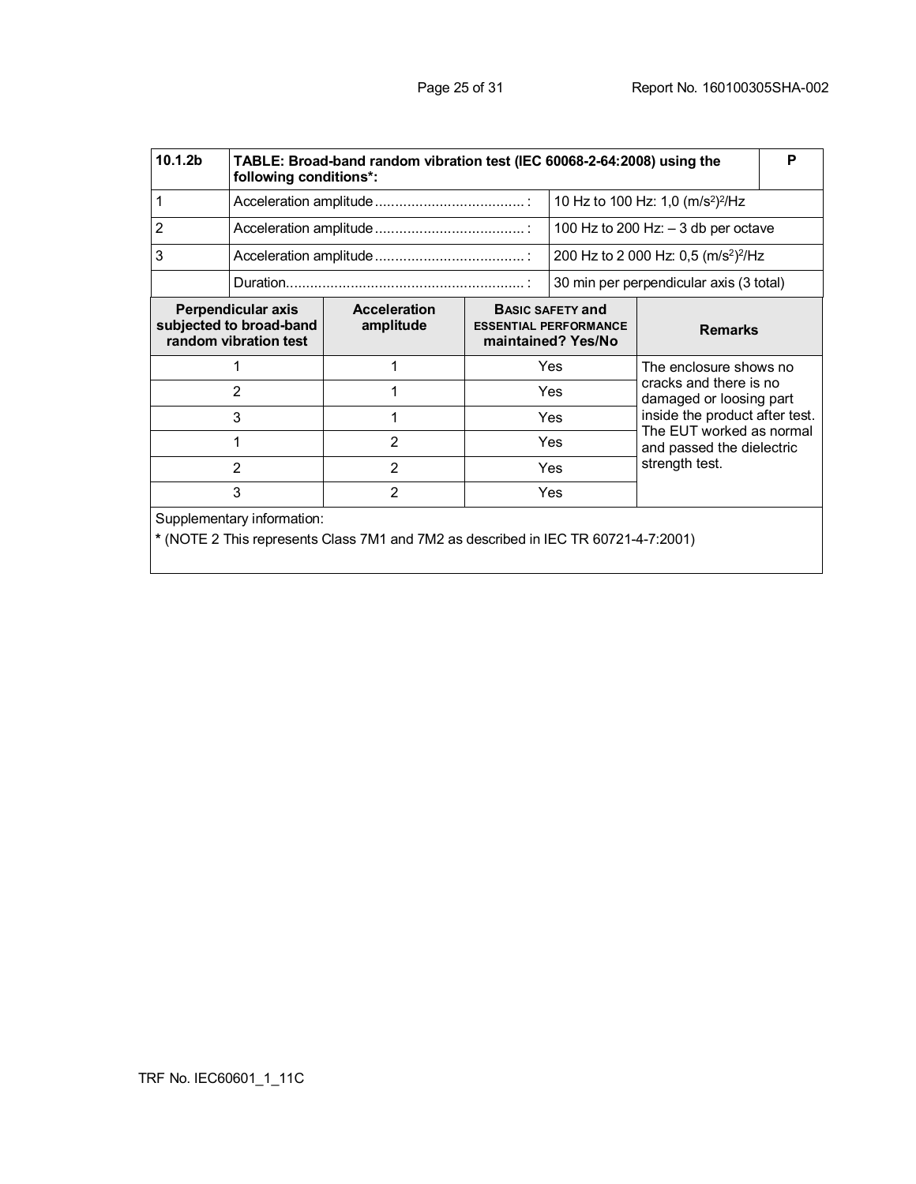| 10.1.2b | TABLE: Broad-band random vibration test (IEC 60068-2-64:2008) using the following conditions*: | | P |
|---|---|---|---|
| 1 | Acceleration amplitude .................................... : | 10 Hz to 100 Hz: 1,0 $(m/s^2)^2/Hz$ | |
| 2 | Acceleration amplitude .................................... : | 100 Hz to 200 Hz: – 3 db per octave | |
| 3 | Acceleration amplitude .................................... : | 200 Hz to 2 000 Hz: 0,5 $(m/s^2)^2/Hz$ | |
| | Duration.......................................................... : | 30 min per perpendicular axis (3 total) | |

| Perpendicular axis subjected to broad-band random vibration test | Acceleration amplitude | BASIC SAFETY and ESSENTIAL PERFORMANCE maintained? Yes/No | Remarks |
|---|---|---|---|
| 1 | 1 | Yes | The enclosure shows no cracks and there is no damaged or loosing part inside the product after test. The EUT worked as normal and passed the dielectric strength test. |
| 2 | 1 | Yes | |
| 3 | 1 | Yes | |
| 1 | 2 | Yes | |
| 2 | 2 | Yes | |
| 3 | 2 | Yes | |

Supplementary information:

* (NOTE 2 This represents Class 7M1 and 7M2 as described in IEC TR 60721-4-7:2001)

TRF No. IEC60601_1_11C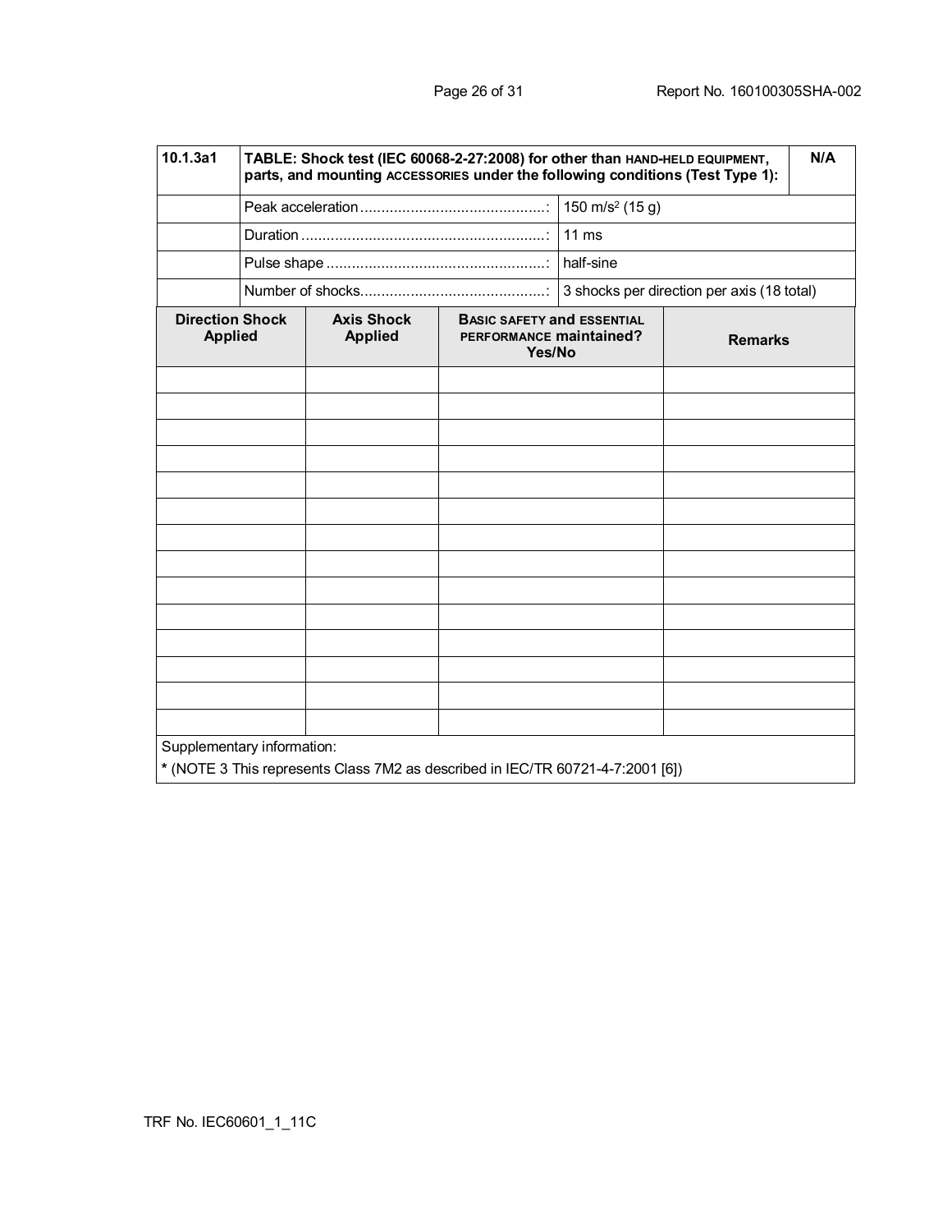| 10.1.3a1 | TABLE: Shock test (IEC 60068-2-27:2008) for other than HAND-HELD EQUIPMENT, parts, and mounting ACCESSORIES under the following conditions (Test Type 1): | | N/A |
|---|---|---|---|
| | Peak acceleration ............................................: | 150 m/s² (15 g) | |
| | Duration ..........................................................: | 11 ms | |
| | Pulse shape ....................................................: | half-sine | |
| | Number of shocks............................................: | 3 shocks per direction per axis (18 total) | |

| Direction Shock Applied | Axis Shock Applied | BASIC SAFETY and ESSENTIAL PERFORMANCE maintained? Yes/No | Remarks |
|---|---|---|---|
| | | | |
| | | | |
| | | | |
| | | | |
| | | | |
| | | | |
| | | | |
| | | | |
| | | | |
| | | | |
| | | | |
| | | | |
| | | | |
| | | | |

Supplementary information:

* (NOTE 3 This represents Class 7M2 as described in IEC/TR 60721-4-7:2001 [6])

TRF No. IEC60601_1_11C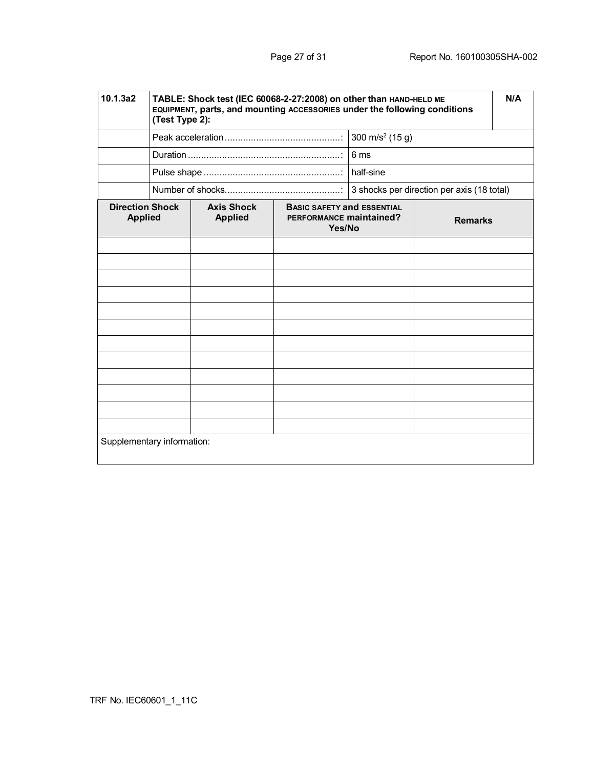| 10.1.3a2 | TABLE: Shock test (IEC 60068-2-27:2008) on other than HAND-HELD ME EQUIPMENT, parts, and mounting ACCESSORIES under the following conditions (Test Type 2): | | N/A |
|---|---|---|---|
| | Peak acceleration ......................................: | 300 m/s² (15 g) | |
| | Duration .......................................................: | 6 ms | |
| | Pulse shape ..................................................: | half-sine | |
| | Number of shocks.........................................: | 3 shocks per direction per axis (18 total) | |

| Direction Shock Applied | Axis Shock Applied | BASIC SAFETY and ESSENTIAL PERFORMANCE maintained? Yes/No | Remarks |
|---|---|---|---|
| | | | |
| | | | |
| | | | |
| | | | |
| | | | |
| | | | |
| | | | |
| | | | |
| | | | |
| | | | |
| | | | |
| | | | |
| Supplementary information: | | | |

TRF No. IEC60601_1_11C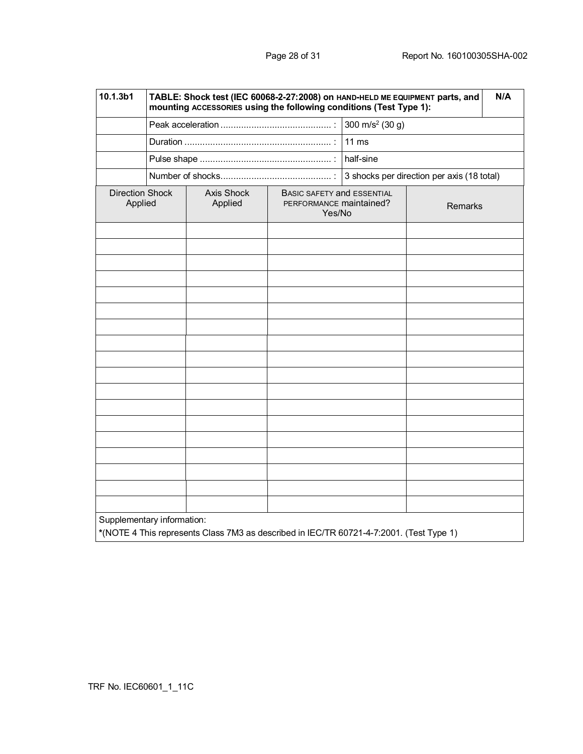| 10.1.3b1 | TABLE: Shock test (IEC 60068-2-27:2008) on HAND-HELD ME EQUIPMENT parts, and mounting ACCESSORIES using the following conditions (Test Type 1): | | N/A |
|---|---|---|---|
| | Peak acceleration .......................................... : | 300 m/s$^2$ (30 g) | |
| | Duration ........................................................ : | 11 ms | |
| | Pulse shape .................................................. : | half-sine | |
| | Number of shocks.......................................... : | 3 shocks per direction per axis (18 total) | |

| Direction Shock Applied | Axis Shock Applied | BASIC SAFETY and ESSENTIAL PERFORMANCE maintained? Yes/No | Remarks |
|---|---|---|---|
| | | | |
| | | | |
| | | | |
| | | | |
| | | | |
| | | | |
| | | | |
| | | | |
| | | | |
| | | | |
| | | | |
| | | | |
| | | | |
| | | | |
| | | | |
| | | | |
| | | | |
| | | | |

Supplementary information:
*(NOTE 4 This represents Class 7M3 as described in IEC/TR 60721-4-7:2001. (Test Type 1)

TRF No. IEC60601_1_11C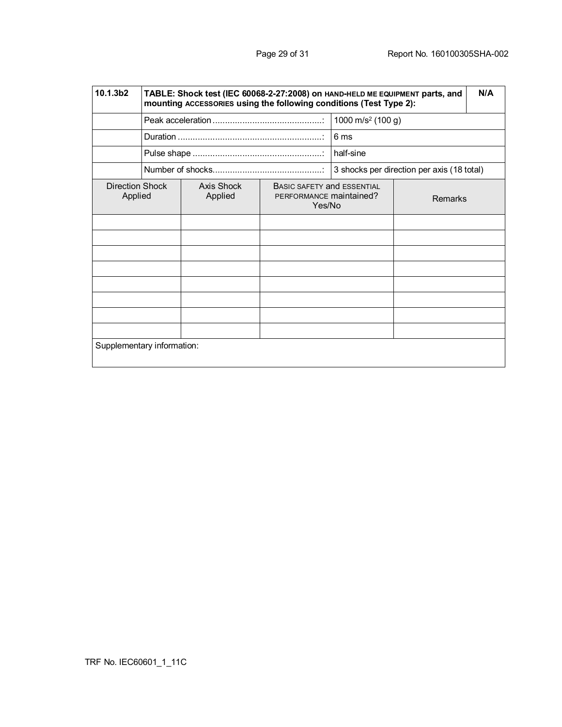| 10.1.3b2 | TABLE: Shock test (IEC 60068-2-27:2008) on HAND-HELD ME EQUIPMENT parts, and mounting ACCESSORIES using the following conditions (Test Type 2): | | | N/A |
|---|---|---|---|---|
| | Peak acceleration ............................................: | 1000 m/s² (100 g) | | |
| | Duration ..........................................................: | 6 ms | | |
| | Pulse shape ....................................................: | half-sine | | |
| | Number of shocks............................................: | 3 shocks per direction per axis (18 total) | | |

| Direction Shock Applied | Axis Shock Applied | BASIC SAFETY and ESSENTIAL PERFORMANCE maintained? Yes/No | Remarks |
|---|---|---|---|
| | | | |
| | | | |
| | | | |
| | | | |
| | | | |
| | | | |
| | | | |
| | | | |
| Supplementary information: | | | |

TRF No. IEC60601_1_11C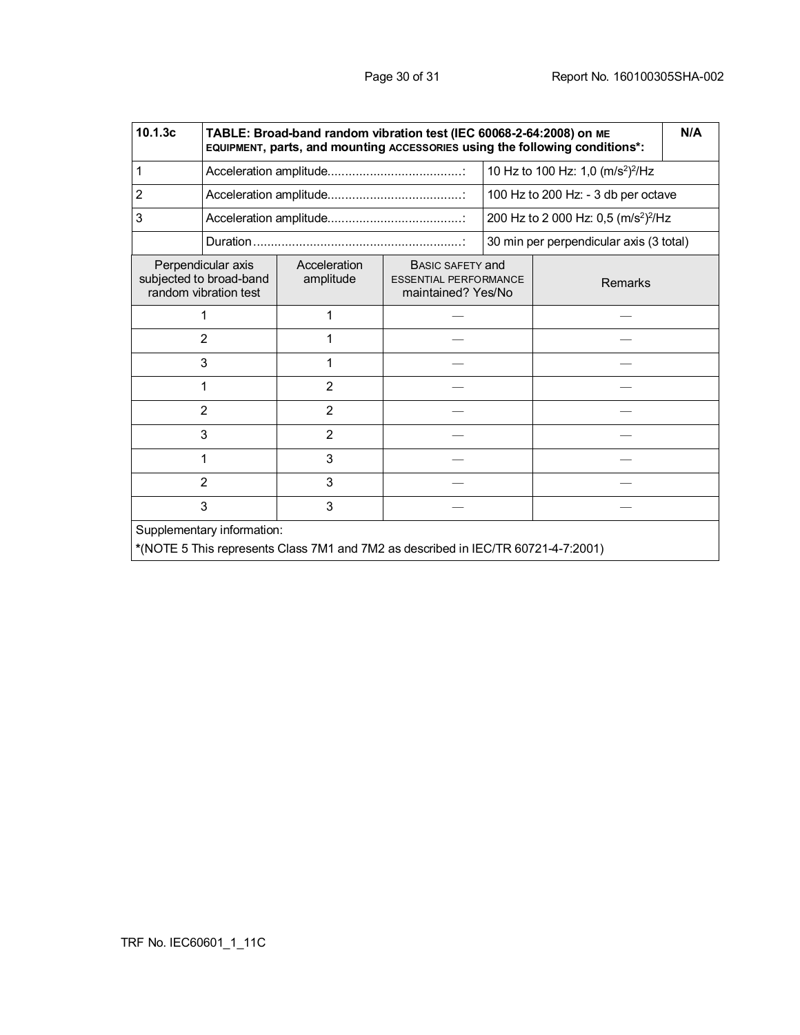| 10.1.3c | TABLE: Broad-band random vibration test (IEC 60068-2-64:2008) on ME EQUIPMENT, parts, and mounting ACCESSORIES using the following conditions*: | | N/A |
|---|---|---|---|
| 1 | Acceleration amplitude.....................................: | 10 Hz to 100 Hz: 1,0 $(m/s^2)^2/Hz$ | |
| 2 | Acceleration amplitude.....................................: | 100 Hz to 200 Hz: - 3 db per octave | |
| 3 | Acceleration amplitude.....................................: | 200 Hz to 2 000 Hz: 0,5 $(m/s^2)^2/Hz$ | |
| | Duration..........................................................: | 30 min per perpendicular axis (3 total) | |

| Perpendicular axis subjected to broad-band random vibration test | Acceleration amplitude | BASIC SAFETY and ESSENTIAL PERFORMANCE maintained? Yes/No | Remarks |
|---|---|---|---|
| 1 | 1 | — | — |
| 2 | 1 | — | — |
| 3 | 1 | — | — |
| 1 | 2 | — | — |
| 2 | 2 | — | — |
| 3 | 2 | — | — |
| 1 | 3 | — | — |
| 2 | 3 | — | — |
| 3 | 3 | — | — |
| Supplementary information: *(NOTE 5 This represents Class 7M1 and 7M2 as described in IEC/TR 60721-4-7:2001) | | | |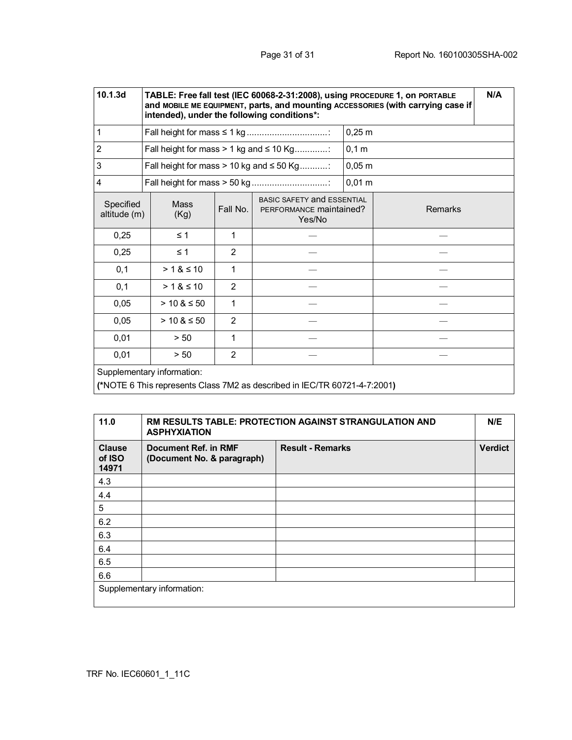| 10.1.3d | TABLE: Free fall test (IEC 60068-2-31:2008), using PROCEDURE 1, on PORTABLE and MOBILE ME EQUIPMENT, parts, and mounting ACCESSORIES (with carrying case if intended), under the following conditions*: | | | | N/A |
|---|---|---|---|---|---|
| 1 | Fall height for mass ≤ 1 kg ................................: | | 0,25 m | | |
| 2 | Fall height for mass > 1 kg and ≤ 10 Kg.............: | | 0,1 m | | |
| 3 | Fall height for mass > 10 kg and ≤ 50 Kg...........: | | 0,05 m | | |
| 4 | Fall height for mass > 50 kg ..............................: | | 0,01 m | | |
| Specified altitude (m) | Mass (Kg) | Fall No. | BASIC SAFETY and ESSENTIAL PERFORMANCE maintained? Yes/No | Remarks | |
| 0,25 | ≤ 1 | 1 | — | — | |
| 0,25 | ≤ 1 | 2 | — | — | |
| 0,1 | > 1 & ≤ 10 | 1 | — | — | |
| 0,1 | > 1 & ≤ 10 | 2 | — | — | |
| 0,05 | > 10 & ≤ 50 | 1 | — | — | |
| 0,05 | > 10 & ≤ 50 | 2 | — | — | |
| 0,01 | > 50 | 1 | — | — | |
| 0,01 | > 50 | 2 | — | — | |
| Supplementary information: (*NOTE 6 This represents Class 7M2 as described in IEC/TR 60721-4-7:2001) | | | | | |

| 11.0 | RM RESULTS TABLE: PROTECTION AGAINST STRANGULATION AND ASPHYXIATION | | N/E |
|---|---|---|---|
| **Clause of ISO 14971** | **Document Ref. in RMF (Document No. & paragraph)** | **Result - Remarks** | **Verdict** |
| 4.3 | | | |
| 4.4 | | | |
| 5 | | | |
| 6.2 | | | |
| 6.3 | | | |
| 6.4 | | | |
| 6.5 | | | |
| 6.6 | | | |
| Supplementary information: | | | |

TRF No. IEC60601_1_11C